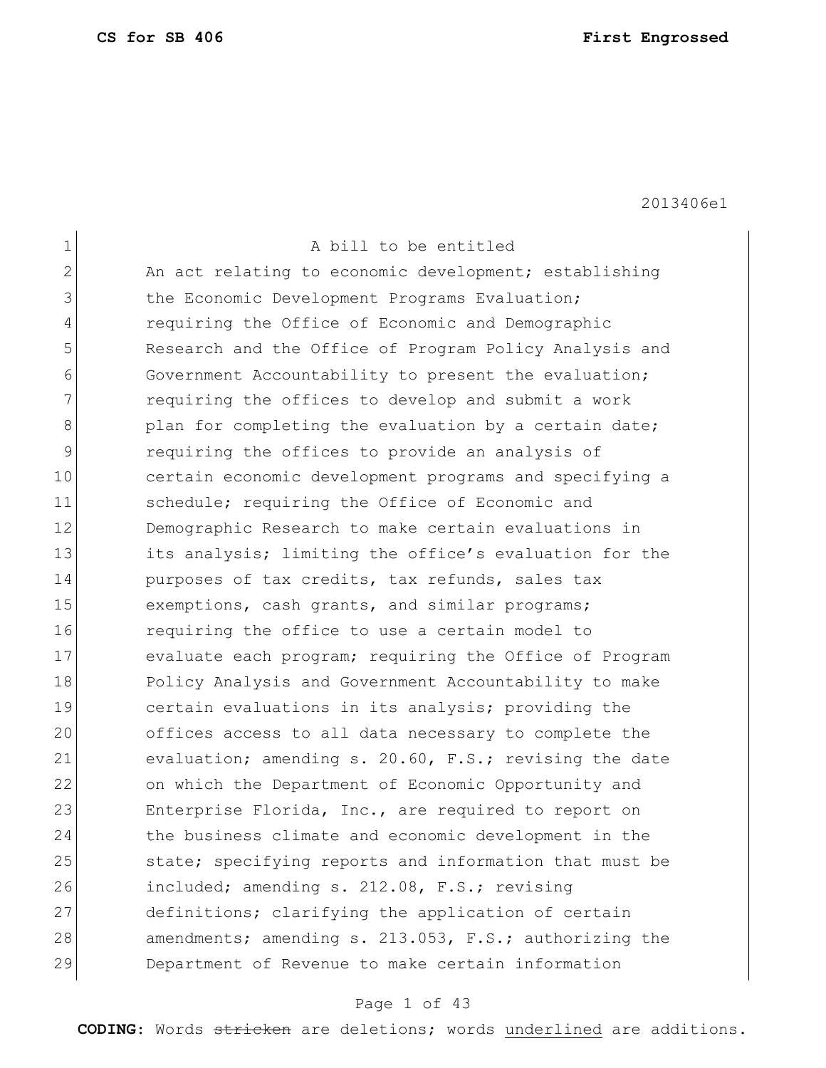2013406e1

A bill to be entitled

An act relating to economic development; establishing the Economic Development Programs Evaluation; requiring the Office of Economic and Demographic Research and the Office of Program Policy Analysis and Government Accountability to present the evaluation; requiring the offices to develop and submit a work plan for completing the evaluation by a certain date; requiring the offices to provide an analysis of certain economic development programs and specifying a schedule; requiring the Office of Economic and Demographic Research to make certain evaluations in its analysis; limiting the office's evaluation for the purposes of tax credits, tax refunds, sales tax exemptions, cash grants, and similar programs; requiring the office to use a certain model to evaluate each program; requiring the Office of Program Policy Analysis and Government Accountability to make certain evaluations in its analysis; providing the offices access to all data necessary to complete the evaluation; amending s. 20.60, F.S.; revising the date on which the Department of Economic Opportunity and Enterprise Florida, Inc., are required to report on the business climate and economic development in the state; specifying reports and information that must be included; amending s. 212.08, F.S.; revising definitions; clarifying the application of certain amendments; amending s. 213.053, F.S.; authorizing the Department of Revenue to make certain information

**CODING:** Words ~~stricken~~ are deletions; words underlined are additions.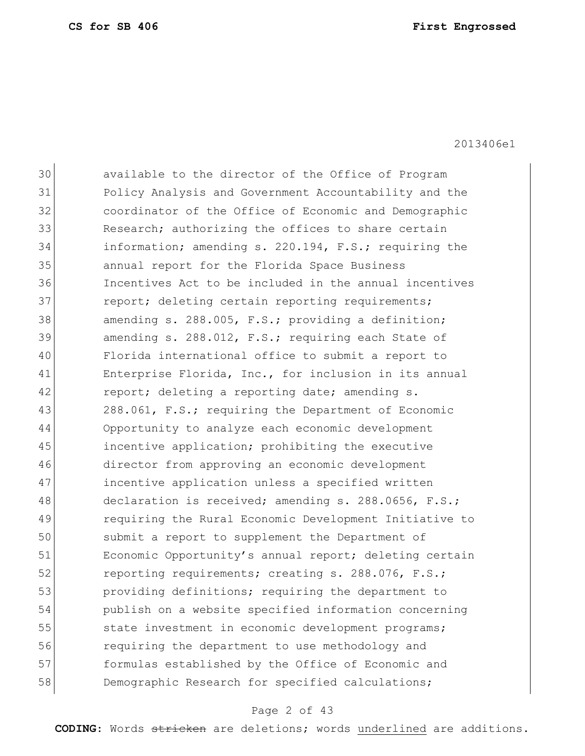available to the director of the Office of Program Policy Analysis and Government Accountability and the coordinator of the Office of Economic and Demographic Research; authorizing the offices to share certain information; amending s. 220.194, F.S.; requiring the annual report for the Florida Space Business Incentives Act to be included in the annual incentives report; deleting certain reporting requirements; amending s. 288.005, F.S.; providing a definition; amending s. 288.012, F.S.; requiring each State of Florida international office to submit a report to Enterprise Florida, Inc., for inclusion in its annual report; deleting a reporting date; amending s. 288.061, F.S.; requiring the Department of Economic Opportunity to analyze each economic development incentive application; prohibiting the executive director from approving an economic development incentive application unless a specified written declaration is received; amending s. 288.0656, F.S.; requiring the Rural Economic Development Initiative to submit a report to supplement the Department of Economic Opportunity's annual report; deleting certain reporting requirements; creating s. 288.076, F.S.; providing definitions; requiring the department to publish on a website specified information concerning state investment in economic development programs; requiring the department to use methodology and formulas established by the Office of Economic and Demographic Research for specified calculations;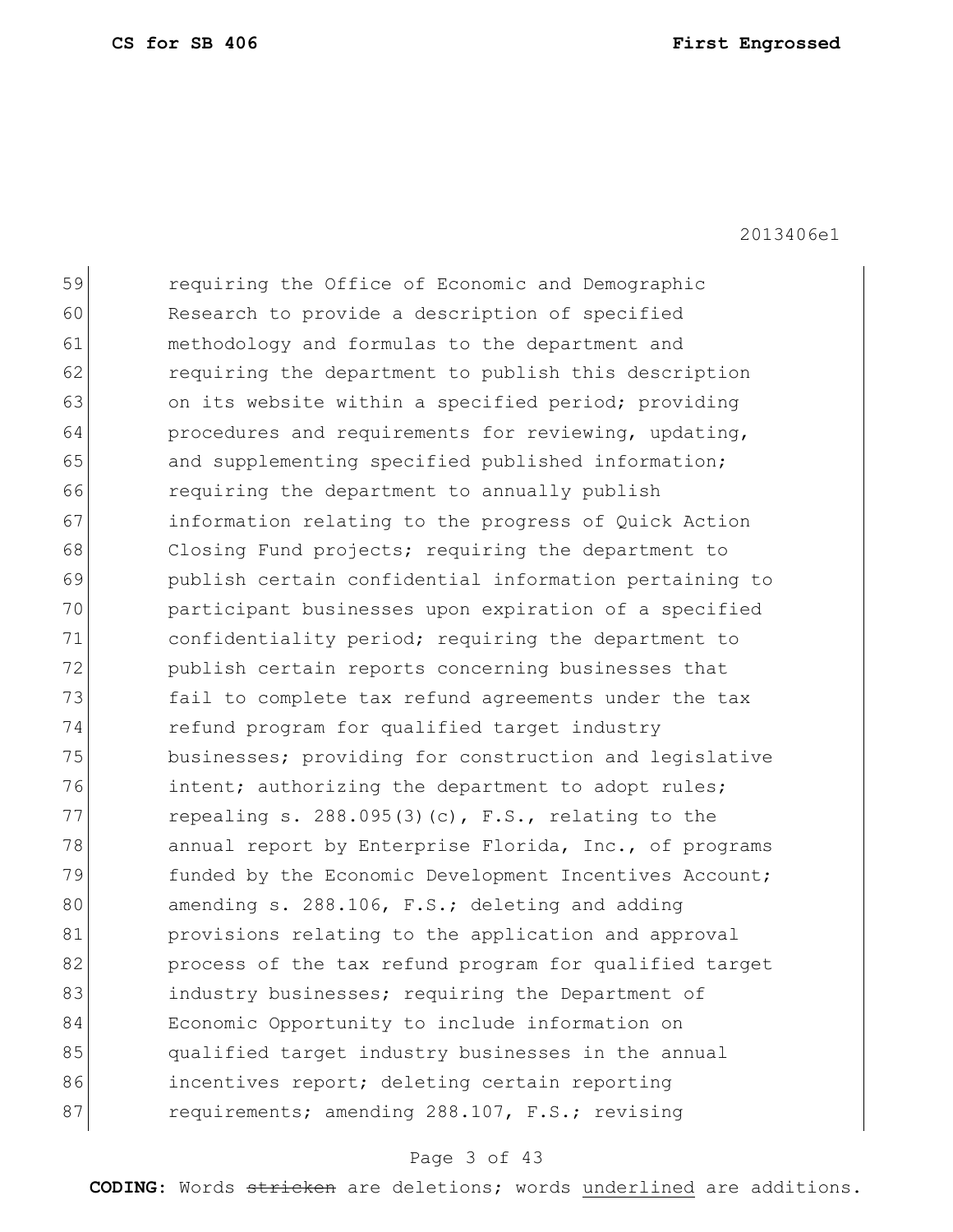requiring the Office of Economic and Demographic Research to provide a description of specified methodology and formulas to the department and requiring the department to publish this description on its website within a specified period; providing procedures and requirements for reviewing, updating, and supplementing specified published information; requiring the department to annually publish information relating to the progress of Quick Action Closing Fund projects; requiring the department to publish certain confidential information pertaining to participant businesses upon expiration of a specified confidentiality period; requiring the department to publish certain reports concerning businesses that fail to complete tax refund agreements under the tax refund program for qualified target industry businesses; providing for construction and legislative intent; authorizing the department to adopt rules; repealing s. 288.095(3)(c), F.S., relating to the annual report by Enterprise Florida, Inc., of programs funded by the Economic Development Incentives Account; amending s. 288.106, F.S.; deleting and adding provisions relating to the application and approval process of the tax refund program for qualified target industry businesses; requiring the Department of Economic Opportunity to include information on qualified target industry businesses in the annual incentives report; deleting certain reporting requirements; amending 288.107, F.S.; revising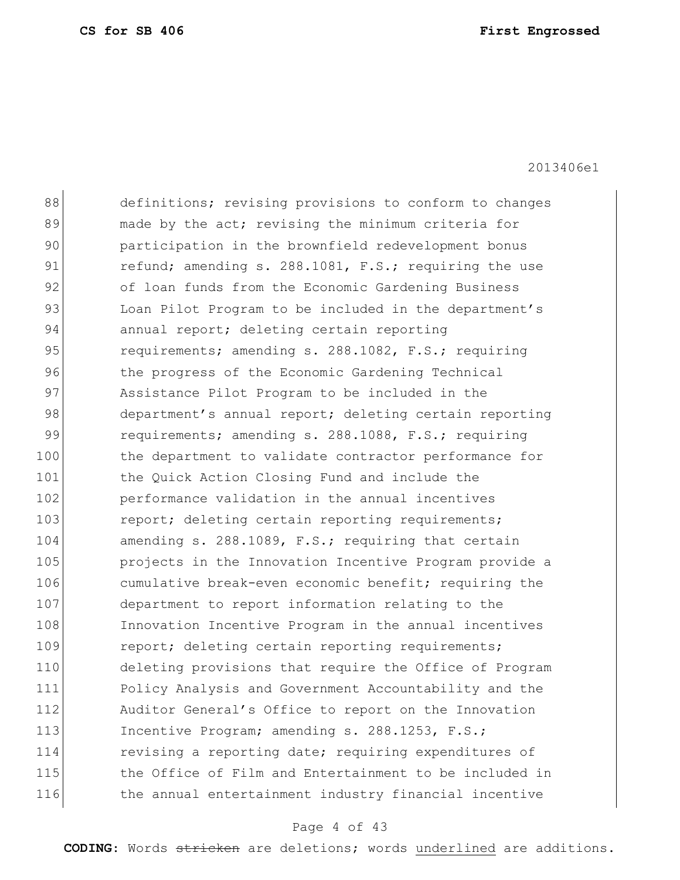88 definitions; revising provisions to conform to changes
89 made by the act; revising the minimum criteria for
90 participation in the brownfield redevelopment bonus
91 refund; amending s. 288.1081, F.S.; requiring the use
92 of loan funds from the Economic Gardening Business
93 Loan Pilot Program to be included in the department's
94 annual report; deleting certain reporting
95 requirements; amending s. 288.1082, F.S.; requiring
96 the progress of the Economic Gardening Technical
97 Assistance Pilot Program to be included in the
98 department's annual report; deleting certain reporting
99 requirements; amending s. 288.1088, F.S.; requiring
100 the department to validate contractor performance for
101 the Quick Action Closing Fund and include the
102 performance validation in the annual incentives
103 report; deleting certain reporting requirements;
104 amending s. 288.1089, F.S.; requiring that certain
105 projects in the Innovation Incentive Program provide a
106 cumulative break-even economic benefit; requiring the
107 department to report information relating to the
108 Innovation Incentive Program in the annual incentives
109 report; deleting certain reporting requirements;
110 deleting provisions that require the Office of Program
111 Policy Analysis and Government Accountability and the
112 Auditor General's Office to report on the Innovation
113 Incentive Program; amending s. 288.1253, F.S.;
114 revising a reporting date; requiring expenditures of
115 the Office of Film and Entertainment to be included in
116 the annual entertainment industry financial incentive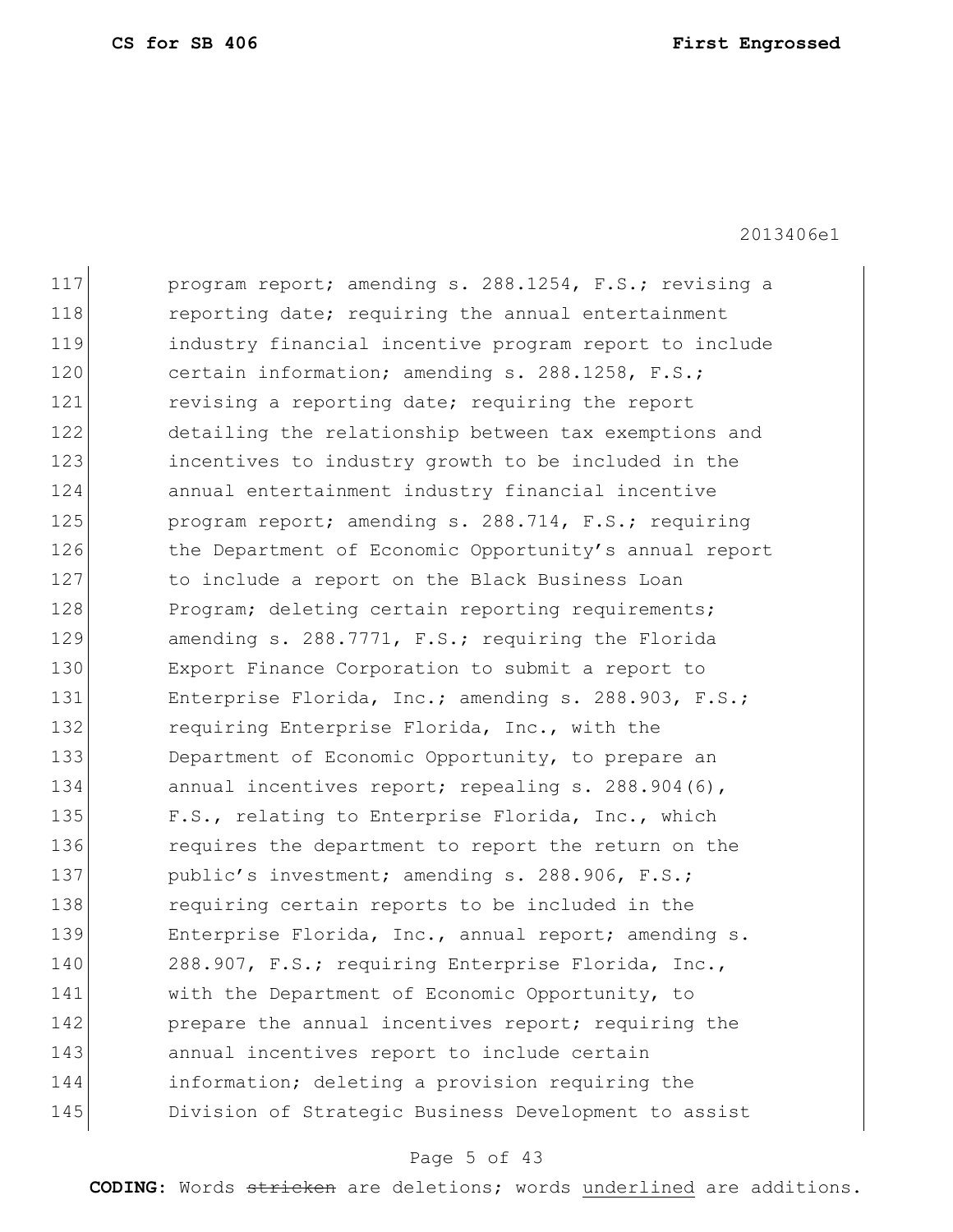117 program report; amending s. 288.1254, F.S.; revising a
118 reporting date; requiring the annual entertainment
119 industry financial incentive program report to include
120 certain information; amending s. 288.1258, F.S.;
121 revising a reporting date; requiring the report
122 detailing the relationship between tax exemptions and
123 incentives to industry growth to be included in the
124 annual entertainment industry financial incentive
125 program report; amending s. 288.714, F.S.; requiring
126 the Department of Economic Opportunity's annual report
127 to include a report on the Black Business Loan
128 Program; deleting certain reporting requirements;
129 amending s. 288.7771, F.S.; requiring the Florida
130 Export Finance Corporation to submit a report to
131 Enterprise Florida, Inc.; amending s. 288.903, F.S.;
132 requiring Enterprise Florida, Inc., with the
133 Department of Economic Opportunity, to prepare an
134 annual incentives report; repealing s. 288.904(6),
135 F.S., relating to Enterprise Florida, Inc., which
136 requires the department to report the return on the
137 public's investment; amending s. 288.906, F.S.;
138 requiring certain reports to be included in the
139 Enterprise Florida, Inc., annual report; amending s.
140 288.907, F.S.; requiring Enterprise Florida, Inc.,
141 with the Department of Economic Opportunity, to
142 prepare the annual incentives report; requiring the
143 annual incentives report to include certain
144 information; deleting a provision requiring the
145 Division of Strategic Business Development to assist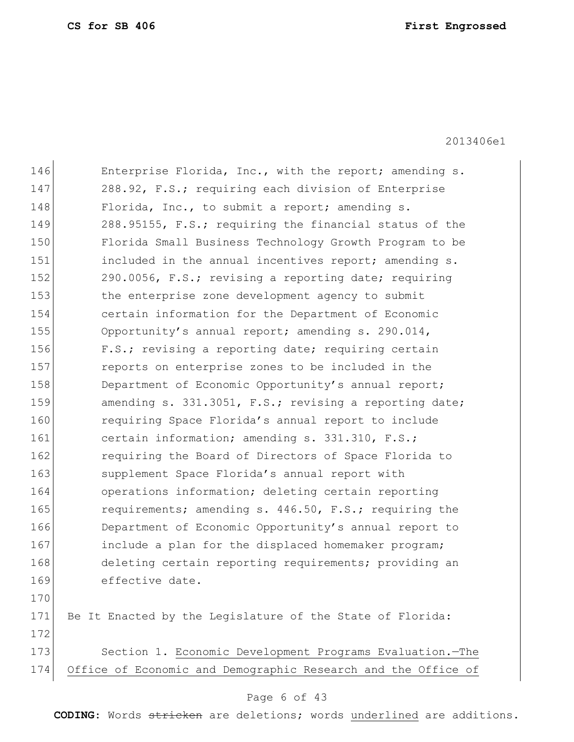Enterprise Florida, Inc., with the report; amending s. 288.92, F.S.; requiring each division of Enterprise Florida, Inc., to submit a report; amending s. 288.95155, F.S.; requiring the financial status of the Florida Small Business Technology Growth Program to be included in the annual incentives report; amending s. 290.0056, F.S.; revising a reporting date; requiring the enterprise zone development agency to submit certain information for the Department of Economic Opportunity's annual report; amending s. 290.014, F.S.; revising a reporting date; requiring certain reports on enterprise zones to be included in the Department of Economic Opportunity's annual report; amending s. 331.3051, F.S.; revising a reporting date; requiring Space Florida's annual report to include certain information; amending s. 331.310, F.S.; requiring the Board of Directors of Space Florida to supplement Space Florida's annual report with operations information; deleting certain reporting requirements; amending s. 446.50, F.S.; requiring the Department of Economic Opportunity's annual report to include a plan for the displaced homemaker program; deleting certain reporting requirements; providing an effective date.

Be It Enacted by the Legislature of the State of Florida:

Section 1. <u>Economic Development Programs Evaluation.—The Office of Economic and Demographic Research and the Office of</u>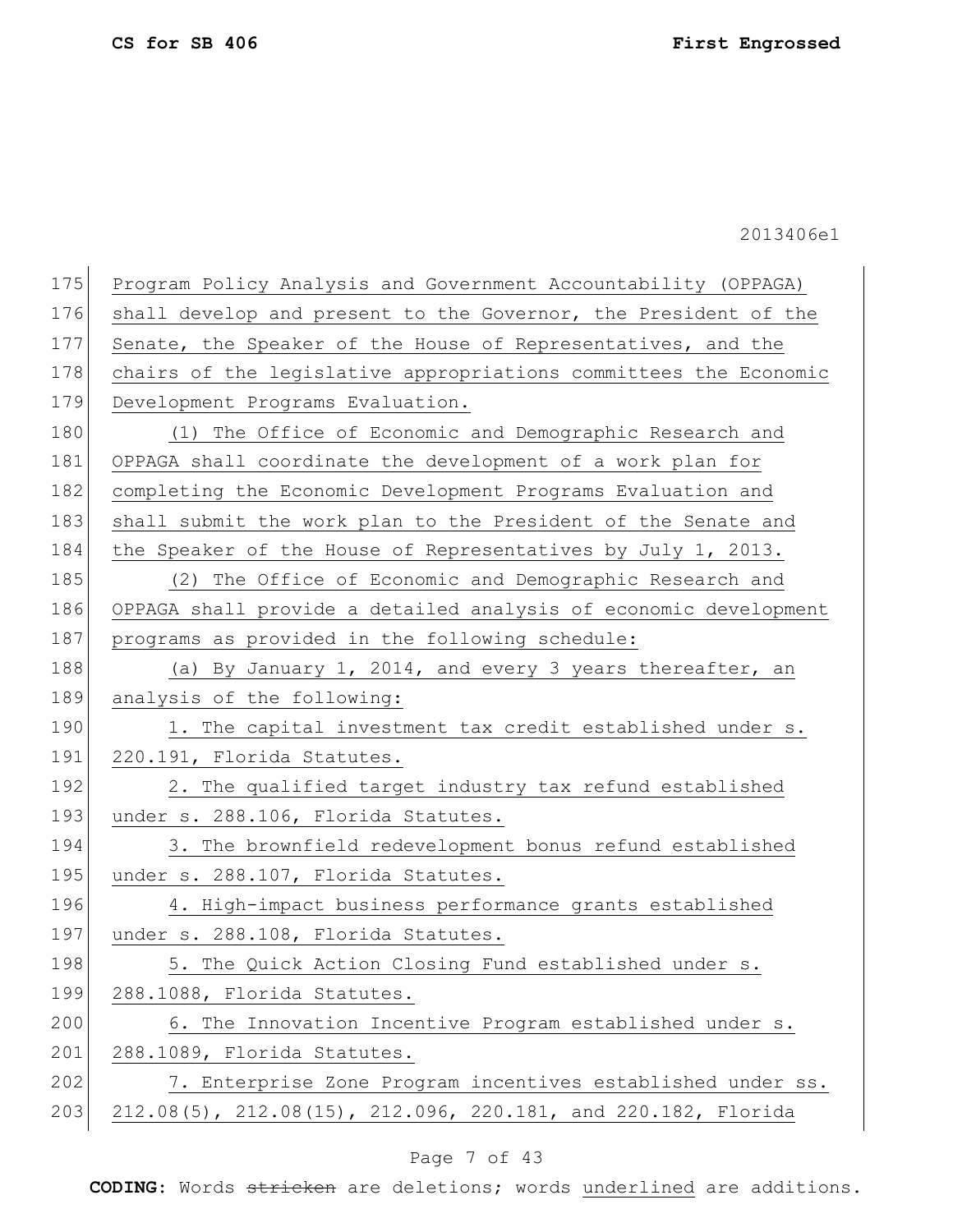Program Policy Analysis and Government Accountability (OPPAGA) shall develop and present to the Governor, the President of the Senate, the Speaker of the House of Representatives, and the chairs of the legislative appropriations committees the Economic Development Programs Evaluation.

(1) The Office of Economic and Demographic Research and OPPAGA shall coordinate the development of a work plan for completing the Economic Development Programs Evaluation and shall submit the work plan to the President of the Senate and the Speaker of the House of Representatives by July 1, 2013.

(2) The Office of Economic and Demographic Research and OPPAGA shall provide a detailed analysis of economic development programs as provided in the following schedule:

(a) By January 1, 2014, and every 3 years thereafter, an analysis of the following:

1. The capital investment tax credit established under s. 220.191, Florida Statutes.

2. The qualified target industry tax refund established under s. 288.106, Florida Statutes.

3. The brownfield redevelopment bonus refund established under s. 288.107, Florida Statutes.

4. High-impact business performance grants established under s. 288.108, Florida Statutes.

5. The Quick Action Closing Fund established under s. 288.1088, Florida Statutes.

6. The Innovation Incentive Program established under s. 288.1089, Florida Statutes.

7. Enterprise Zone Program incentives established under ss. 212.08(5), 212.08(15), 212.096, 220.181, and 220.182, Florida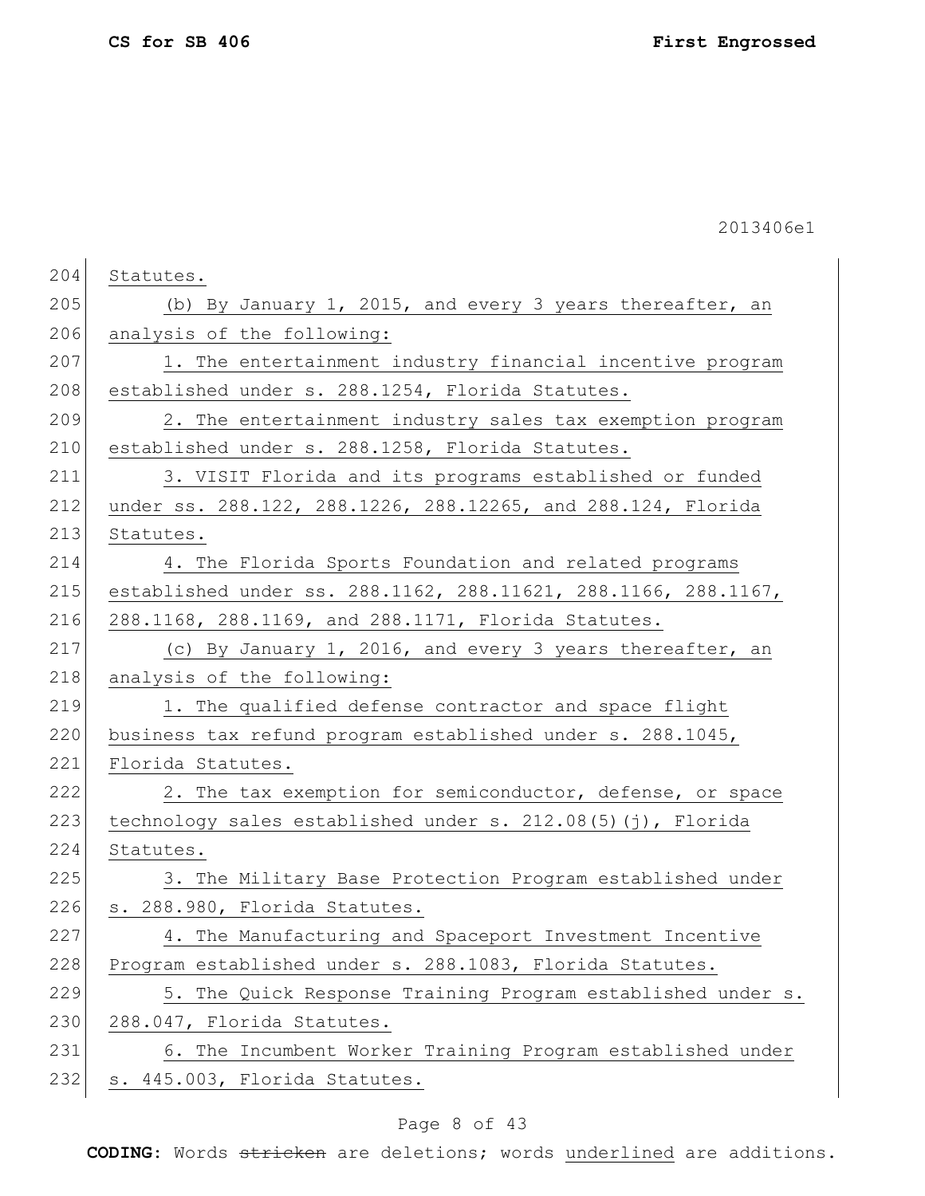Statutes.

(b) By January 1, 2015, and every 3 years thereafter, an analysis of the following:

1. The entertainment industry financial incentive program established under s. 288.1254, Florida Statutes.

2. The entertainment industry sales tax exemption program established under s. 288.1258, Florida Statutes.

3. VISIT Florida and its programs established or funded under ss. 288.122, 288.1226, 288.12265, and 288.124, Florida Statutes.

4. The Florida Sports Foundation and related programs established under ss. 288.1162, 288.11621, 288.1166, 288.1167, 288.1168, 288.1169, and 288.1171, Florida Statutes.

(c) By January 1, 2016, and every 3 years thereafter, an analysis of the following:

1. The qualified defense contractor and space flight business tax refund program established under s. 288.1045, Florida Statutes.

2. The tax exemption for semiconductor, defense, or space technology sales established under s. 212.08(5)(j), Florida Statutes.

3. The Military Base Protection Program established under s. 288.980, Florida Statutes.

4. The Manufacturing and Spaceport Investment Incentive Program established under s. 288.1083, Florida Statutes.

5. The Quick Response Training Program established under s. 288.047, Florida Statutes.

6. The Incumbent Worker Training Program established under s. 445.003, Florida Statutes.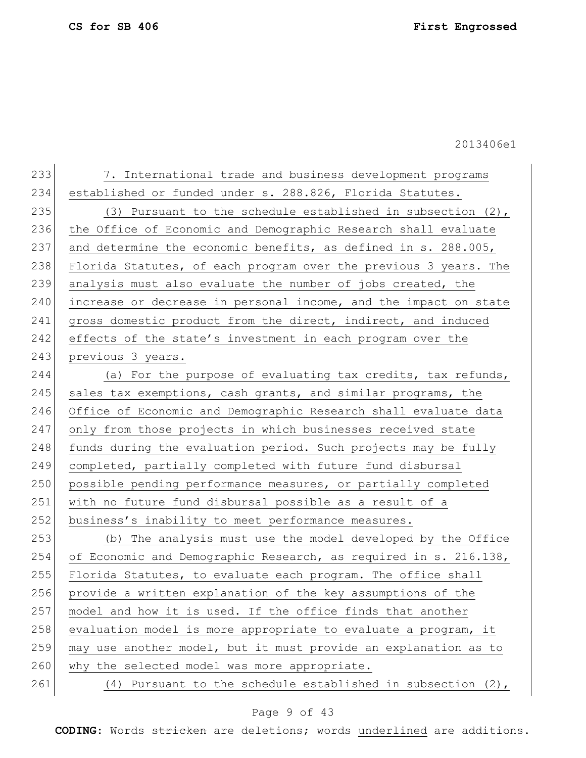7. International trade and business development programs established or funded under s. 288.826, Florida Statutes.

(3) Pursuant to the schedule established in subsection (2), the Office of Economic and Demographic Research shall evaluate and determine the economic benefits, as defined in s. 288.005, Florida Statutes, of each program over the previous 3 years. The analysis must also evaluate the number of jobs created, the increase or decrease in personal income, and the impact on state gross domestic product from the direct, indirect, and induced effects of the state's investment in each program over the previous 3 years.

(a) For the purpose of evaluating tax credits, tax refunds, sales tax exemptions, cash grants, and similar programs, the Office of Economic and Demographic Research shall evaluate data only from those projects in which businesses received state funds during the evaluation period. Such projects may be fully completed, partially completed with future fund disbursal possible pending performance measures, or partially completed with no future fund disbursal possible as a result of a business's inability to meet performance measures.

(b) The analysis must use the model developed by the Office of Economic and Demographic Research, as required in s. 216.138, Florida Statutes, to evaluate each program. The office shall provide a written explanation of the key assumptions of the model and how it is used. If the office finds that another evaluation model is more appropriate to evaluate a program, it may use another model, but it must provide an explanation as to why the selected model was more appropriate.

(4) Pursuant to the schedule established in subsection (2),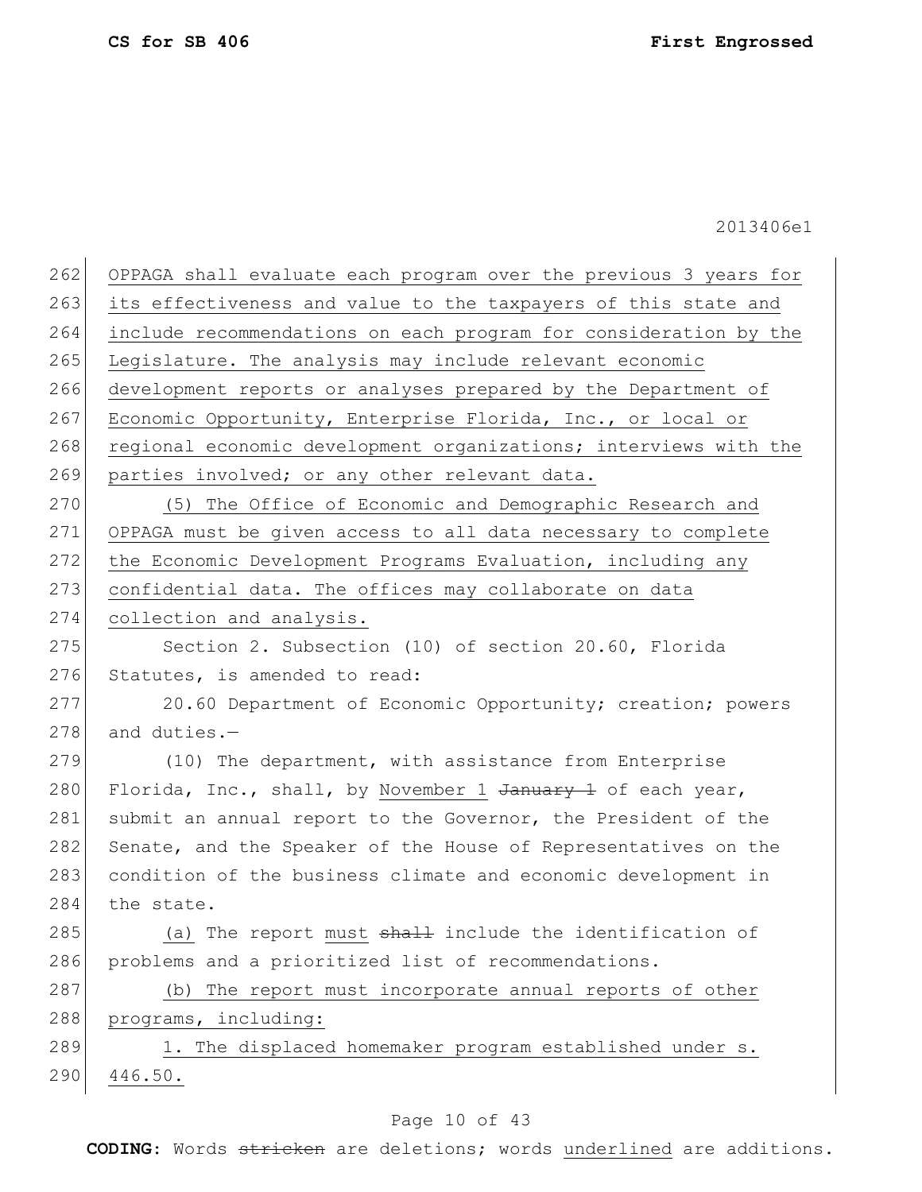OPPAGA shall evaluate each program over the previous 3 years for its effectiveness and value to the taxpayers of this state and include recommendations on each program for consideration by the Legislature. The analysis may include relevant economic development reports or analyses prepared by the Department of Economic Opportunity, Enterprise Florida, Inc., or local or regional economic development organizations; interviews with the parties involved; or any other relevant data.

(5) The Office of Economic and Demographic Research and OPPAGA must be given access to all data necessary to complete the Economic Development Programs Evaluation, including any confidential data. The offices may collaborate on data collection and analysis.

Section 2. Subsection (10) of section 20.60, Florida Statutes, is amended to read:

20.60 Department of Economic Opportunity; creation; powers and duties.—

(10) The department, with assistance from Enterprise Florida, Inc., shall, by November 1 ~~January 1~~ of each year, submit an annual report to the Governor, the President of the Senate, and the Speaker of the House of Representatives on the condition of the business climate and economic development in the state.

(a) The report must ~~shall~~ include the identification of problems and a prioritized list of recommendations.

(b) The report must incorporate annual reports of other programs, including:

1. The displaced homemaker program established under s. 446.50.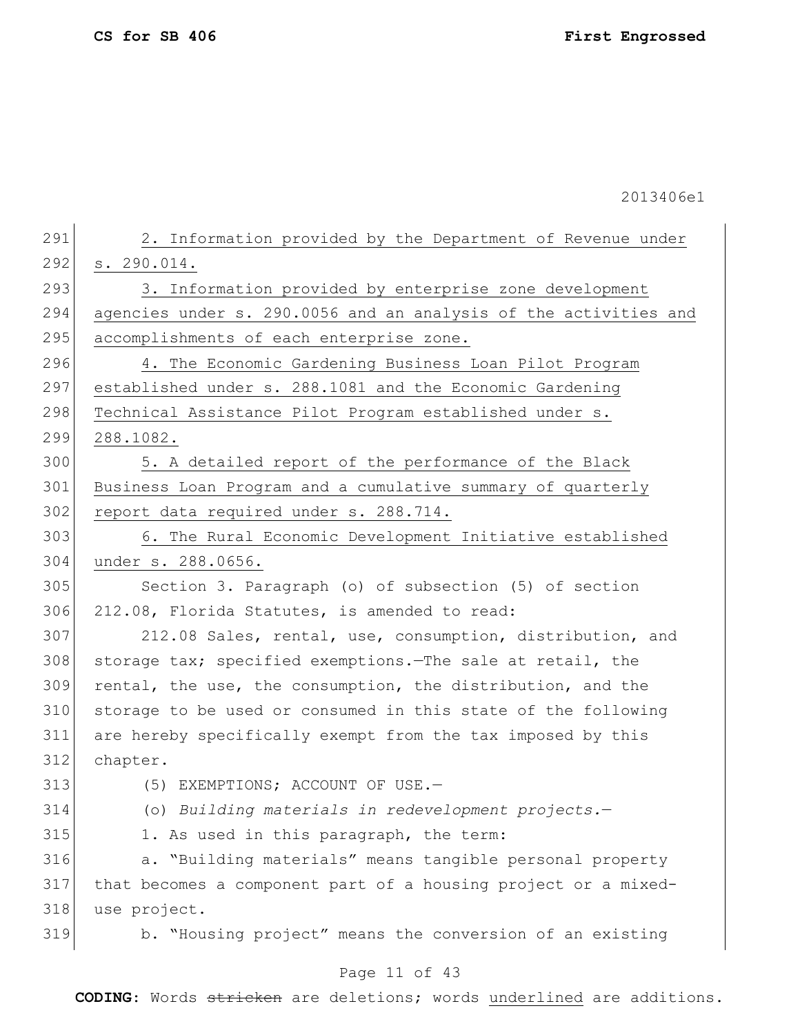2. Information provided by the Department of Revenue under s. 290.014.

3. Information provided by enterprise zone development agencies under s. 290.0056 and an analysis of the activities and accomplishments of each enterprise zone.

4. The Economic Gardening Business Loan Pilot Program established under s. 288.1081 and the Economic Gardening Technical Assistance Pilot Program established under s. 288.1082.

5. A detailed report of the performance of the Black Business Loan Program and a cumulative summary of quarterly report data required under s. 288.714.

6. The Rural Economic Development Initiative established under s. 288.0656.

Section 3. Paragraph (o) of subsection (5) of section 212.08, Florida Statutes, is amended to read:

212.08 Sales, rental, use, consumption, distribution, and storage tax; specified exemptions.—The sale at retail, the rental, the use, the consumption, the distribution, and the storage to be used or consumed in this state of the following are hereby specifically exempt from the tax imposed by this chapter.

(5) EXEMPTIONS; ACCOUNT OF USE.—

(o) *Building materials in redevelopment projects.*—

1. As used in this paragraph, the term:

a. "Building materials" means tangible personal property that becomes a component part of a housing project or a mixed-use project.

b. "Housing project" means the conversion of an existing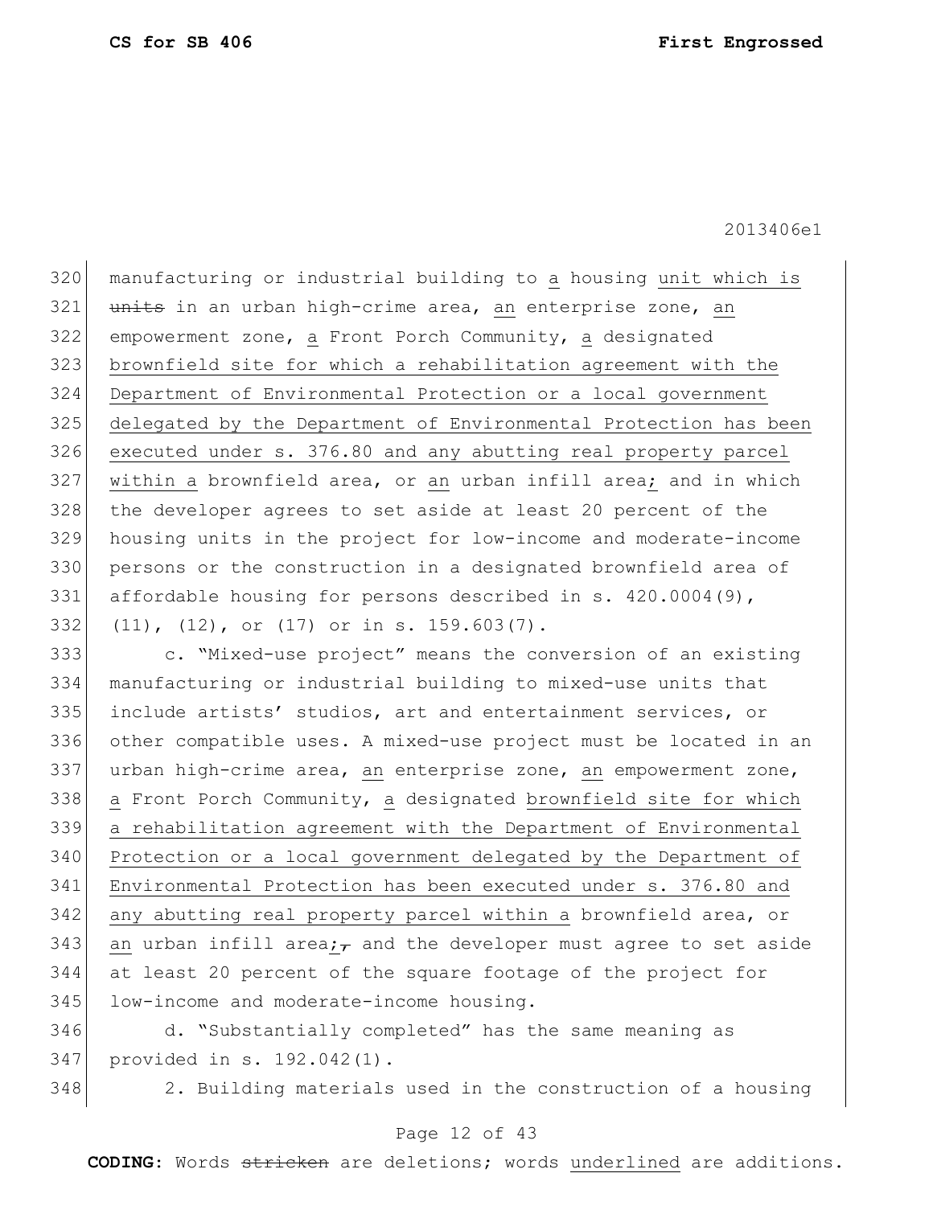manufacturing or industrial building to a housing unit which is ~~units~~ in an urban high-crime area, an enterprise zone, an empowerment zone, a Front Porch Community, a designated brownfield site for which a rehabilitation agreement with the Department of Environmental Protection or a local government delegated by the Department of Environmental Protection has been executed under s. 376.80 and any abutting real property parcel within a brownfield area, or an urban infill area; and in which the developer agrees to set aside at least 20 percent of the housing units in the project for low-income and moderate-income persons or the construction in a designated brownfield area of affordable housing for persons described in s. 420.0004(9), (11), (12), or (17) or in s. 159.603(7).

c. "Mixed-use project" means the conversion of an existing manufacturing or industrial building to mixed-use units that include artists' studios, art and entertainment services, or other compatible uses. A mixed-use project must be located in an urban high-crime area, an enterprise zone, an empowerment zone, a Front Porch Community, a designated brownfield site for which a rehabilitation agreement with the Department of Environmental Protection or a local government delegated by the Department of Environmental Protection has been executed under s. 376.80 and any abutting real property parcel within a brownfield area, or an urban infill area;~~,~~ and the developer must agree to set aside at least 20 percent of the square footage of the project for low-income and moderate-income housing.

d. "Substantially completed" has the same meaning as provided in s. 192.042(1).

2. Building materials used in the construction of a housing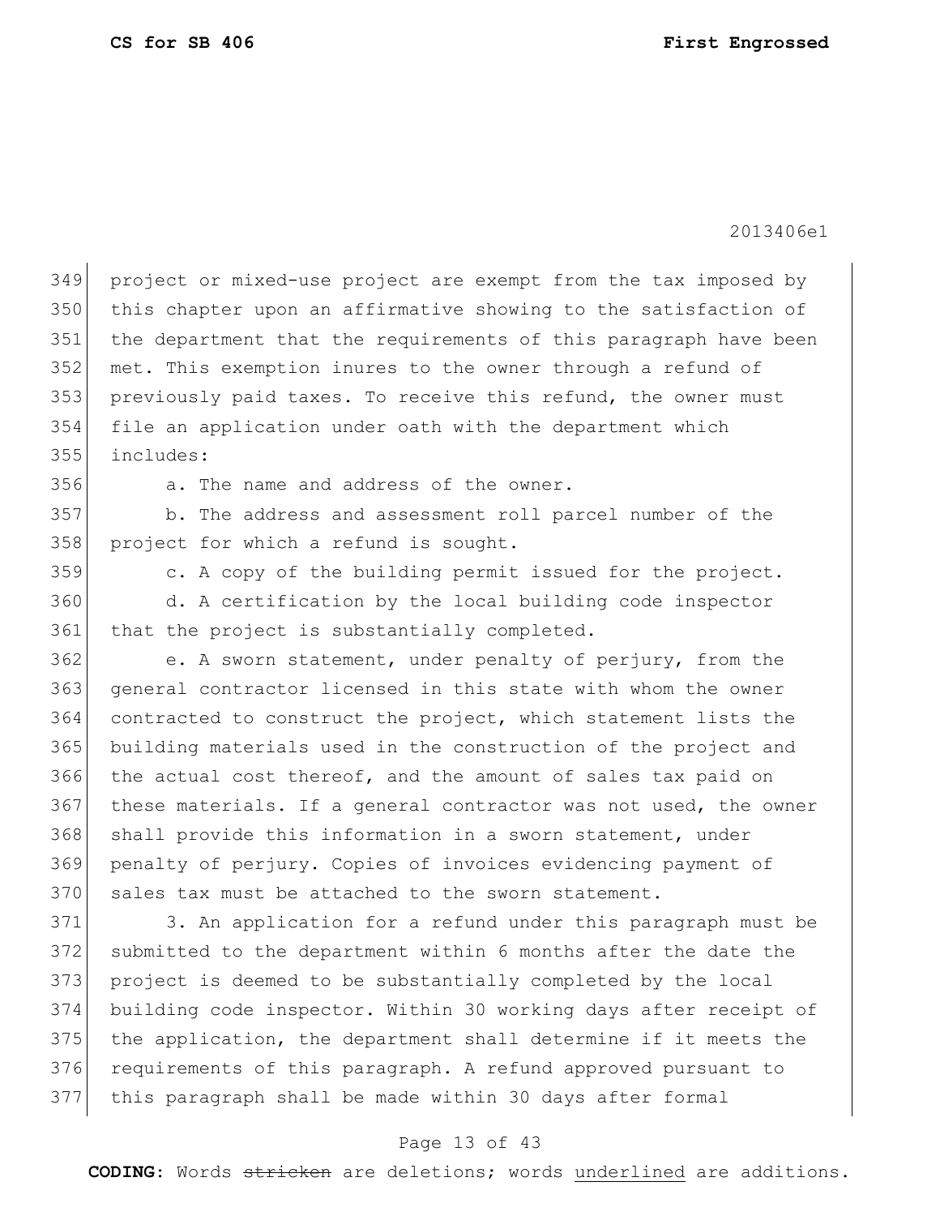project or mixed-use project are exempt from the tax imposed by this chapter upon an affirmative showing to the satisfaction of the department that the requirements of this paragraph have been met. This exemption inures to the owner through a refund of previously paid taxes. To receive this refund, the owner must file an application under oath with the department which includes:

a. The name and address of the owner.

b. The address and assessment roll parcel number of the project for which a refund is sought.

c. A copy of the building permit issued for the project.

d. A certification by the local building code inspector that the project is substantially completed.

e. A sworn statement, under penalty of perjury, from the general contractor licensed in this state with whom the owner contracted to construct the project, which statement lists the building materials used in the construction of the project and the actual cost thereof, and the amount of sales tax paid on these materials. If a general contractor was not used, the owner shall provide this information in a sworn statement, under penalty of perjury. Copies of invoices evidencing payment of sales tax must be attached to the sworn statement.

3. An application for a refund under this paragraph must be submitted to the department within 6 months after the date the project is deemed to be substantially completed by the local building code inspector. Within 30 working days after receipt of the application, the department shall determine if it meets the requirements of this paragraph. A refund approved pursuant to this paragraph shall be made within 30 days after formal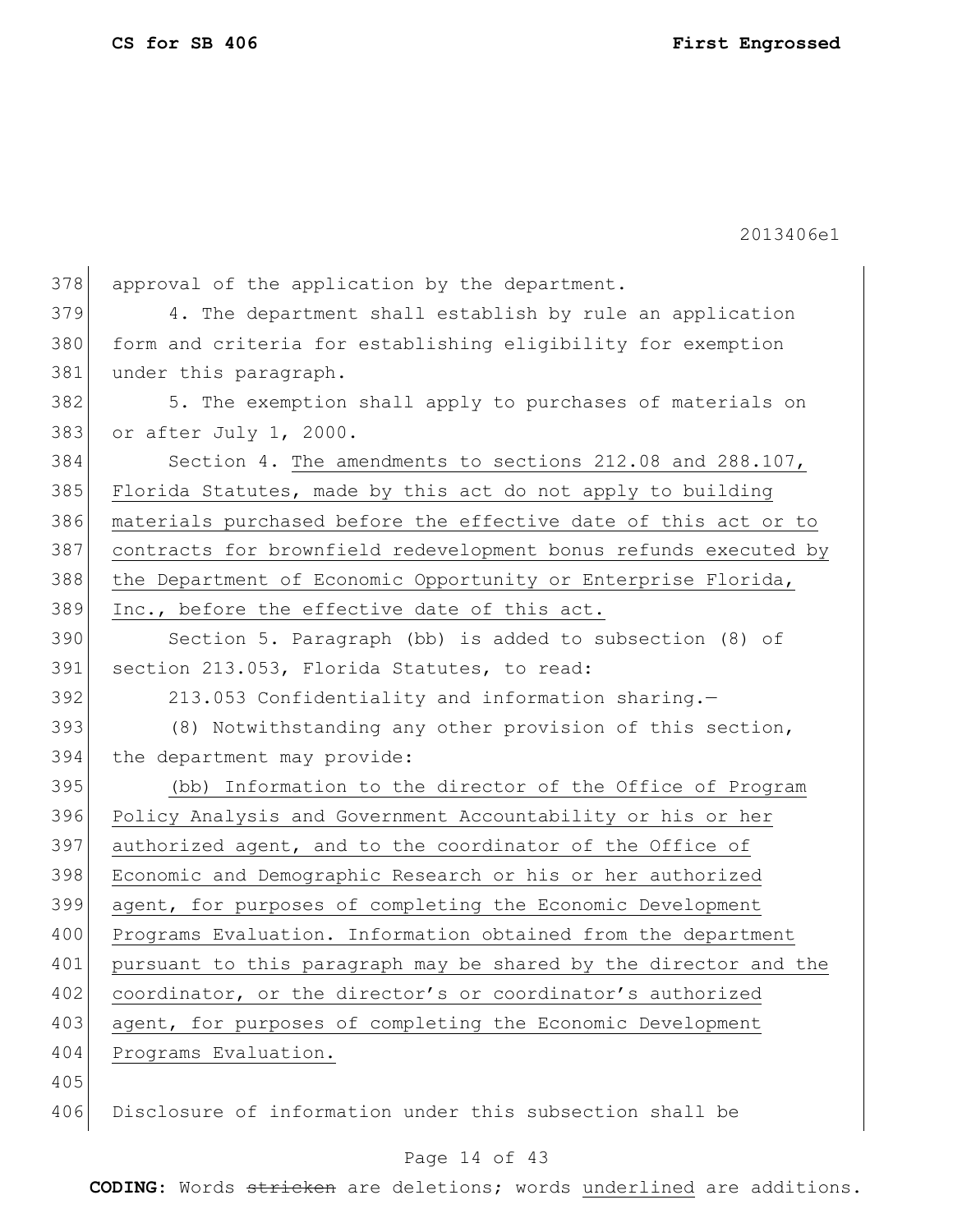approval of the application by the department.

4. The department shall establish by rule an application form and criteria for establishing eligibility for exemption under this paragraph.

5. The exemption shall apply to purchases of materials on or after July 1, 2000.

Section 4. The amendments to sections 212.08 and 288.107, Florida Statutes, made by this act do not apply to building materials purchased before the effective date of this act or to contracts for brownfield redevelopment bonus refunds executed by the Department of Economic Opportunity or Enterprise Florida, Inc., before the effective date of this act.

Section 5. Paragraph (bb) is added to subsection (8) of section 213.053, Florida Statutes, to read:

213.053 Confidentiality and information sharing.—

(8) Notwithstanding any other provision of this section, the department may provide:

(bb) Information to the director of the Office of Program Policy Analysis and Government Accountability or his or her authorized agent, and to the coordinator of the Office of Economic and Demographic Research or his or her authorized agent, for purposes of completing the Economic Development Programs Evaluation. Information obtained from the department pursuant to this paragraph may be shared by the director and the coordinator, or the director's or coordinator's authorized agent, for purposes of completing the Economic Development Programs Evaluation.

Disclosure of information under this subsection shall be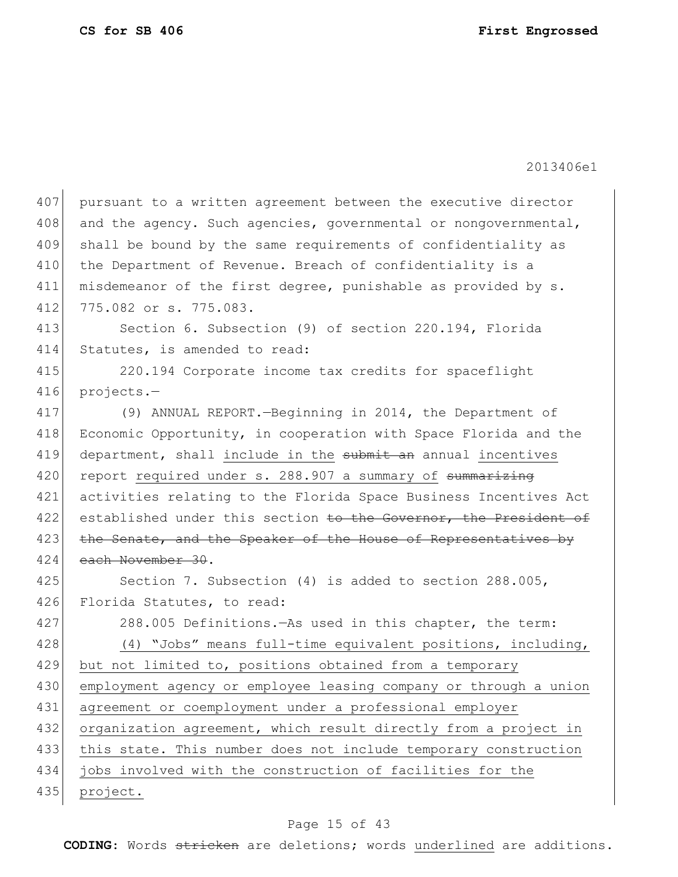pursuant to a written agreement between the executive director and the agency. Such agencies, governmental or nongovernmental, shall be bound by the same requirements of confidentiality as the Department of Revenue. Breach of confidentiality is a misdemeanor of the first degree, punishable as provided by s. 775.082 or s. 775.083.

Section 6. Subsection (9) of section 220.194, Florida Statutes, is amended to read:

220.194 Corporate income tax credits for spaceflight projects.—

(9) ANNUAL REPORT.—Beginning in 2014, the Department of Economic Opportunity, in cooperation with Space Florida and the department, shall <u>include in the</u> ~~submit an~~ annual <u>incentives</u> report <u>required under s. 288.907 a summary of</u> ~~summarizing~~ activities relating to the Florida Space Business Incentives Act established under this section ~~to the Governor, the President of the Senate, and the Speaker of the House of Representatives by each November 30~~.

Section 7. Subsection (4) is added to section 288.005, Florida Statutes, to read:

288.005 Definitions.—As used in this chapter, the term:

<u>(4) "Jobs" means full-time equivalent positions, including, but not limited to, positions obtained from a temporary employment agency or employee leasing company or through a union agreement or coemployment under a professional employer organization agreement, which result directly from a project in this state. This number does not include temporary construction jobs involved with the construction of facilities for the project.</u>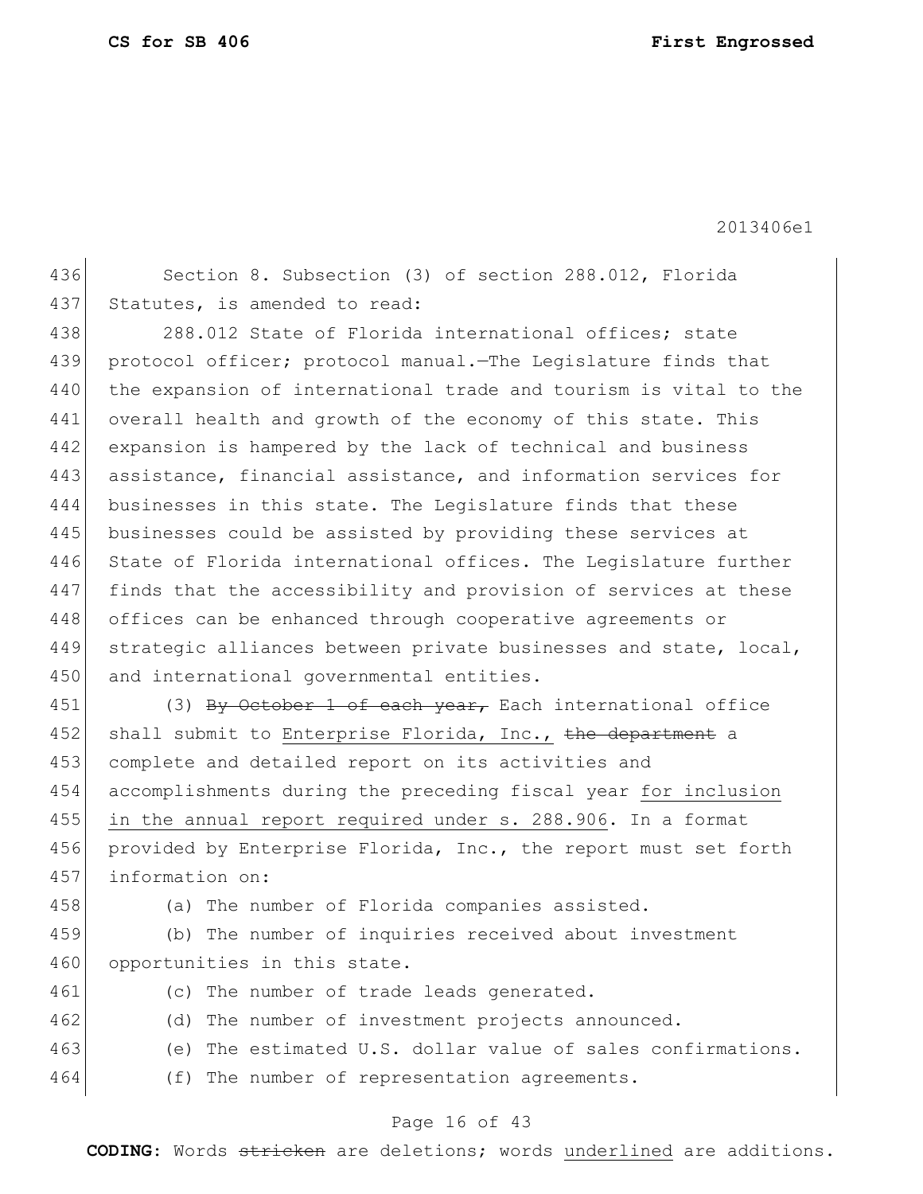Section 8. Subsection (3) of section 288.012, Florida Statutes, is amended to read:

288.012 State of Florida international offices; state protocol officer; protocol manual.—The Legislature finds that the expansion of international trade and tourism is vital to the overall health and growth of the economy of this state. This expansion is hampered by the lack of technical and business assistance, financial assistance, and information services for businesses in this state. The Legislature finds that these businesses could be assisted by providing these services at State of Florida international offices. The Legislature further finds that the accessibility and provision of services at these offices can be enhanced through cooperative agreements or strategic alliances between private businesses and state, local, and international governmental entities.

(3) ~~By October 1 of each year,~~ Each international office shall submit to <u>Enterprise Florida, Inc.,</u> ~~the department~~ a complete and detailed report on its activities and accomplishments during the preceding fiscal year <u>for inclusion in the annual report required under s. 288.906</u>. In a format provided by Enterprise Florida, Inc., the report must set forth information on:

(a) The number of Florida companies assisted.

(b) The number of inquiries received about investment opportunities in this state.

(c) The number of trade leads generated.

(d) The number of investment projects announced.

(e) The estimated U.S. dollar value of sales confirmations.

(f) The number of representation agreements.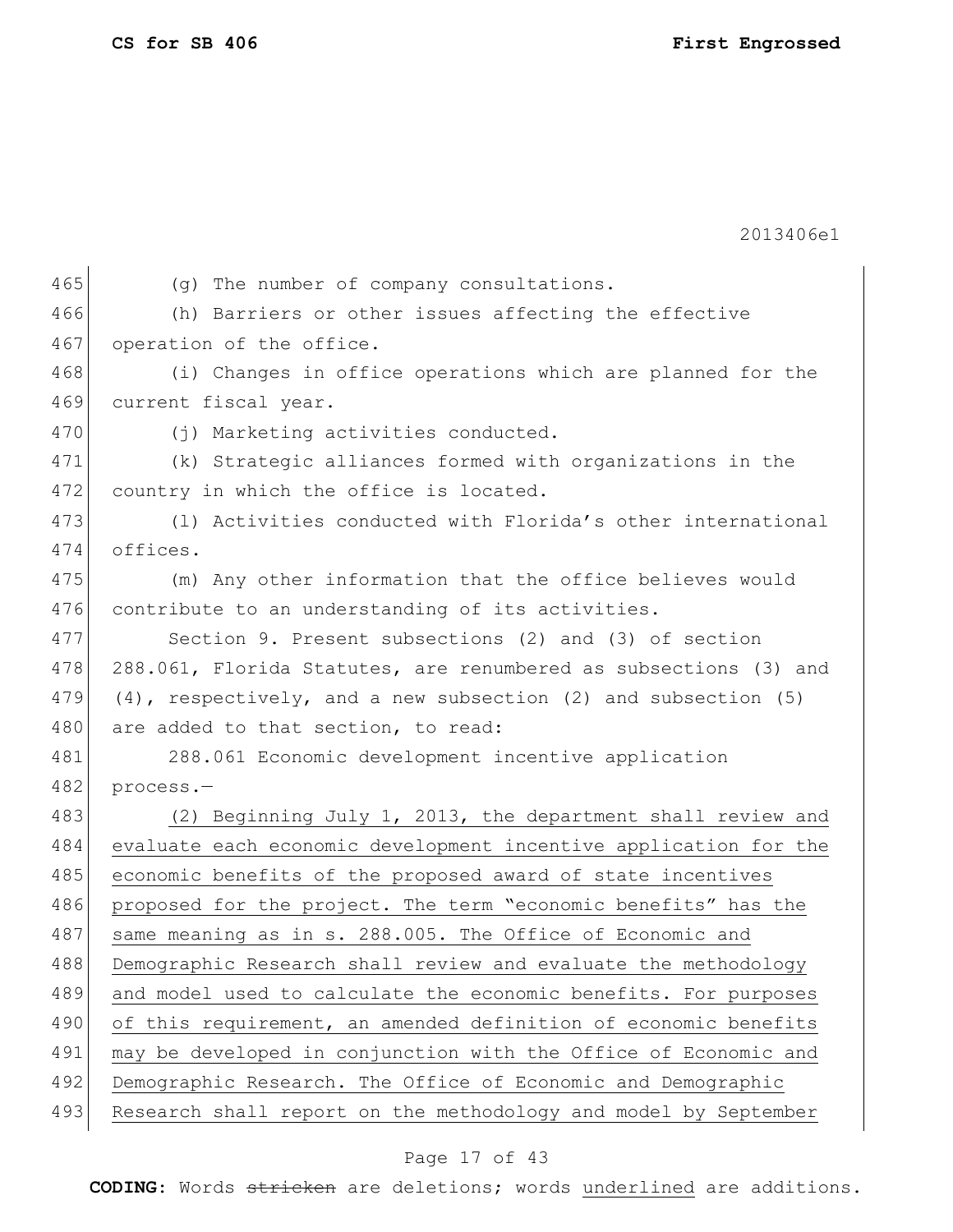(g) The number of company consultations.

(h) Barriers or other issues affecting the effective operation of the office.

(i) Changes in office operations which are planned for the current fiscal year.

(j) Marketing activities conducted.

(k) Strategic alliances formed with organizations in the country in which the office is located.

(l) Activities conducted with Florida's other international offices.

(m) Any other information that the office believes would contribute to an understanding of its activities.

Section 9. Present subsections (2) and (3) of section 288.061, Florida Statutes, are renumbered as subsections (3) and (4), respectively, and a new subsection (2) and subsection (5) are added to that section, to read:

288.061 Economic development incentive application process.—

<u>(2) Beginning July 1, 2013, the department shall review and evaluate each economic development incentive application for the economic benefits of the proposed award of state incentives proposed for the project. The term "economic benefits" has the same meaning as in s. 288.005. The Office of Economic and Demographic Research shall review and evaluate the methodology and model used to calculate the economic benefits. For purposes of this requirement, an amended definition of economic benefits may be developed in conjunction with the Office of Economic and Demographic Research. The Office of Economic and Demographic Research shall report on the methodology and model by September</u>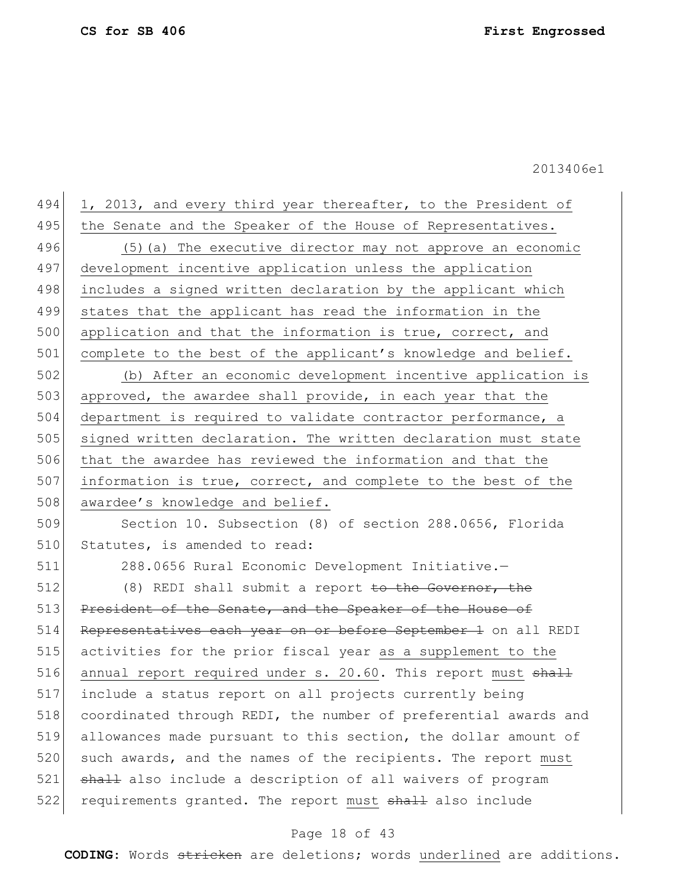1, 2013, and every third year thereafter, to the President of the Senate and the Speaker of the House of Representatives.

(5)(a) The executive director may not approve an economic development incentive application unless the application includes a signed written declaration by the applicant which states that the applicant has read the information in the application and that the information is true, correct, and complete to the best of the applicant's knowledge and belief.

(b) After an economic development incentive application is approved, the awardee shall provide, in each year that the department is required to validate contractor performance, a signed written declaration. The written declaration must state that the awardee has reviewed the information and that the information is true, correct, and complete to the best of the awardee's knowledge and belief.

Section 10. Subsection (8) of section 288.0656, Florida Statutes, is amended to read:

288.0656 Rural Economic Development Initiative.—

(8) REDI shall submit a report ~~to the Governor, the President of the Senate, and the Speaker of the House of Representatives each year on or before September 1~~ on all REDI activities for the prior fiscal year as a supplement to the annual report required under s. 20.60. This report must ~~shall~~ include a status report on all projects currently being coordinated through REDI, the number of preferential awards and allowances made pursuant to this section, the dollar amount of such awards, and the names of the recipients. The report must ~~shall~~ also include a description of all waivers of program requirements granted. The report must ~~shall~~ also include

**CODING:** Words ~~stricken~~ are deletions; words underlined are additions.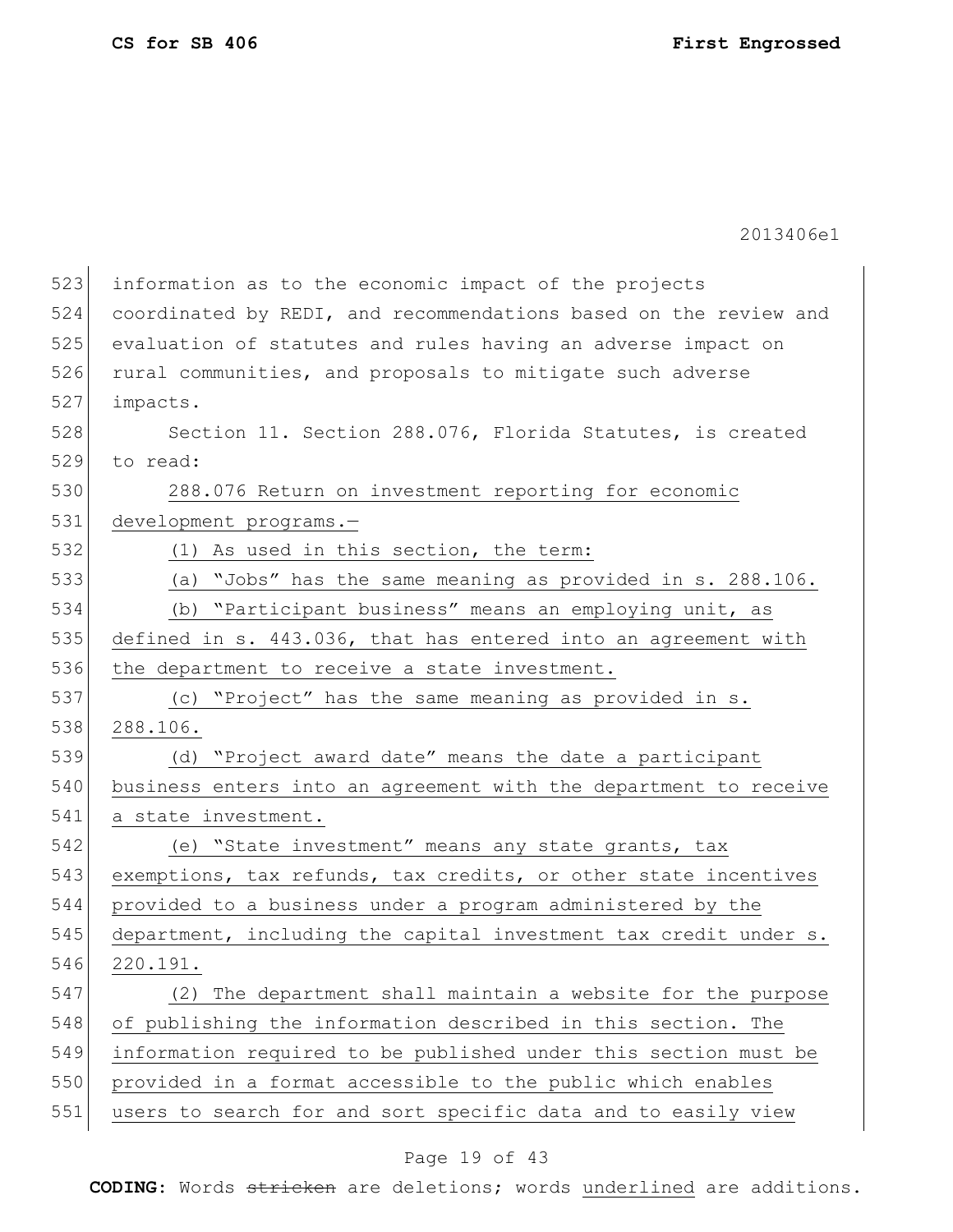information as to the economic impact of the projects coordinated by REDI, and recommendations based on the review and evaluation of statutes and rules having an adverse impact on rural communities, and proposals to mitigate such adverse impacts.

Section 11. Section 288.076, Florida Statutes, is created to read:

<u>288.076 Return on investment reporting for economic development programs.—</u>

<u>(1) As used in this section, the term:</u>

<u>(a) "Jobs" has the same meaning as provided in s. 288.106.</u>

<u>(b) "Participant business" means an employing unit, as defined in s. 443.036, that has entered into an agreement with the department to receive a state investment.</u>

<u>(c) "Project" has the same meaning as provided in s. 288.106.</u>

<u>(d) "Project award date" means the date a participant business enters into an agreement with the department to receive a state investment.</u>

<u>(e) "State investment" means any state grants, tax exemptions, tax refunds, tax credits, or other state incentives provided to a business under a program administered by the department, including the capital investment tax credit under s. 220.191.</u>

<u>(2) The department shall maintain a website for the purpose of publishing the information described in this section. The information required to be published under this section must be provided in a format accessible to the public which enables users to search for and sort specific data and to easily view</u>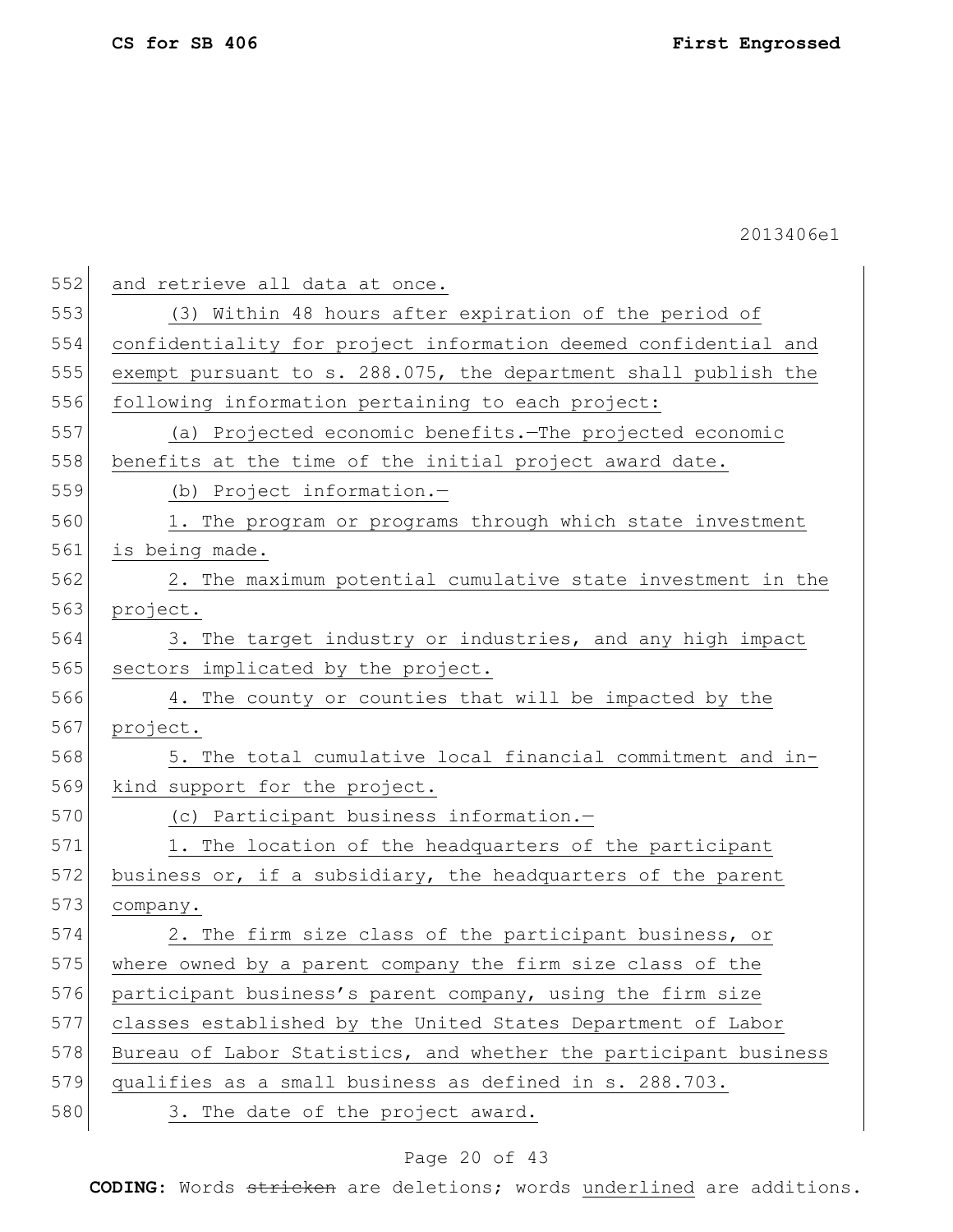and retrieve all data at once.

(3) Within 48 hours after expiration of the period of confidentiality for project information deemed confidential and exempt pursuant to s. 288.075, the department shall publish the following information pertaining to each project:

(a) Projected economic benefits.—The projected economic benefits at the time of the initial project award date.

(b) Project information.—

1. The program or programs through which state investment is being made.

2. The maximum potential cumulative state investment in the project.

3. The target industry or industries, and any high impact sectors implicated by the project.

4. The county or counties that will be impacted by the project.

5. The total cumulative local financial commitment and in-kind support for the project.

(c) Participant business information.—

1. The location of the headquarters of the participant business or, if a subsidiary, the headquarters of the parent company.

2. The firm size class of the participant business, or where owned by a parent company the firm size class of the participant business's parent company, using the firm size classes established by the United States Department of Labor Bureau of Labor Statistics, and whether the participant business qualifies as a small business as defined in s. 288.703.

3. The date of the project award.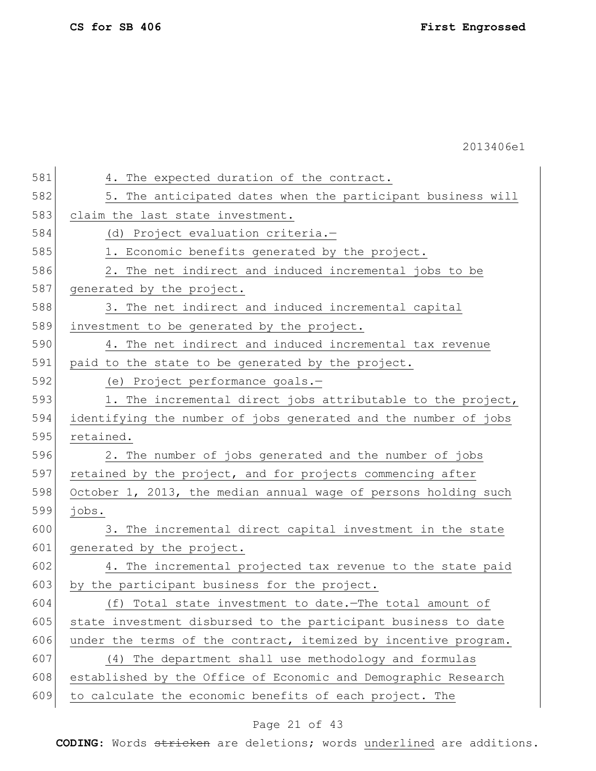4. The expected duration of the contract.

5. The anticipated dates when the participant business will claim the last state investment.

(d) Project evaluation criteria.—

1. Economic benefits generated by the project.

2. The net indirect and induced incremental jobs to be generated by the project.

3. The net indirect and induced incremental capital investment to be generated by the project.

4. The net indirect and induced incremental tax revenue paid to the state to be generated by the project.

(e) Project performance goals.—

1. The incremental direct jobs attributable to the project, identifying the number of jobs generated and the number of jobs retained.

2. The number of jobs generated and the number of jobs retained by the project, and for projects commencing after October 1, 2013, the median annual wage of persons holding such jobs.

3. The incremental direct capital investment in the state generated by the project.

4. The incremental projected tax revenue to the state paid by the participant business for the project.

(f) Total state investment to date.—The total amount of state investment disbursed to the participant business to date under the terms of the contract, itemized by incentive program.

(4) The department shall use methodology and formulas established by the Office of Economic and Demographic Research to calculate the economic benefits of each project. The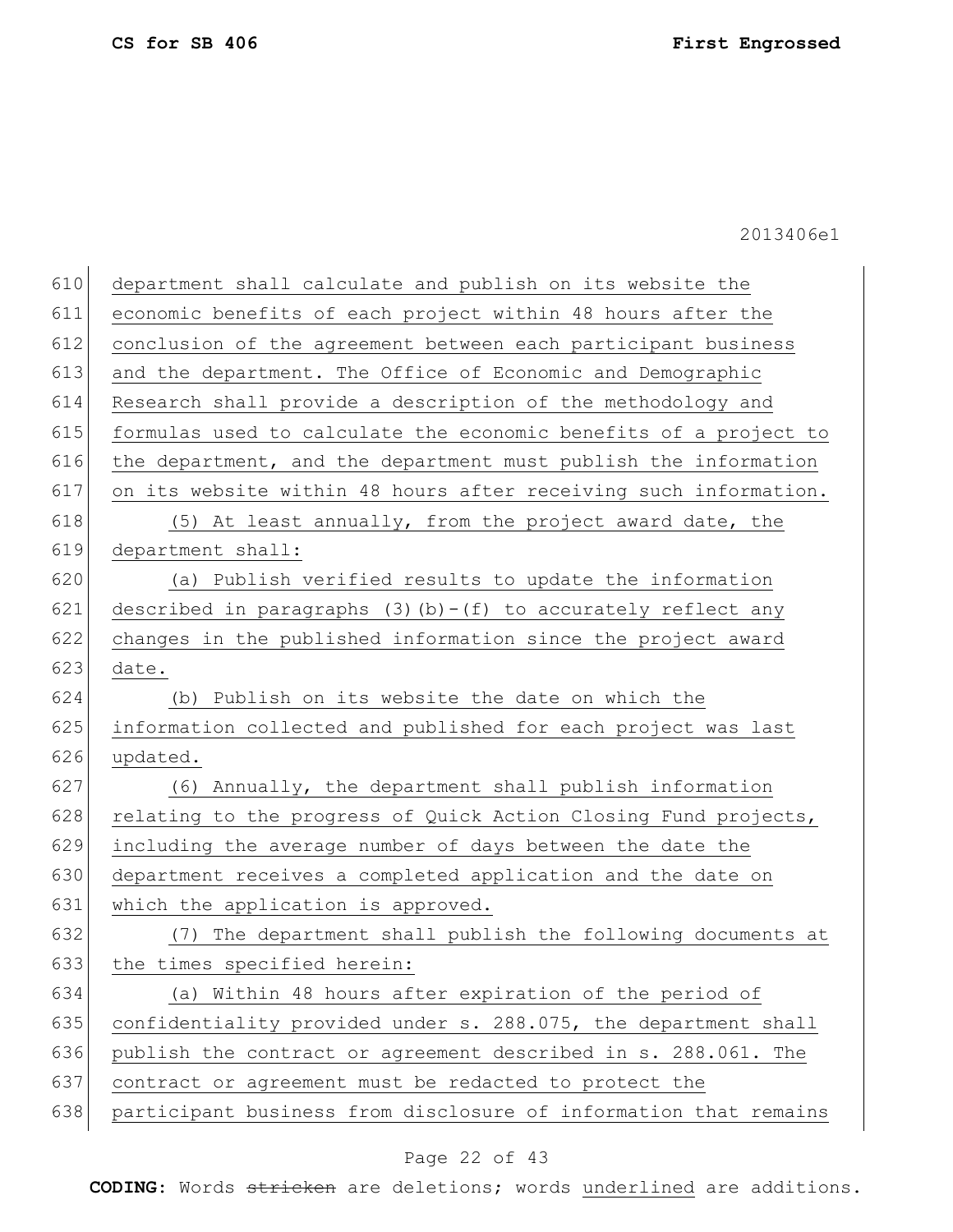department shall calculate and publish on its website the economic benefits of each project within 48 hours after the conclusion of the agreement between each participant business and the department. The Office of Economic and Demographic Research shall provide a description of the methodology and formulas used to calculate the economic benefits of a project to the department, and the department must publish the information on its website within 48 hours after receiving such information.

(5) At least annually, from the project award date, the department shall:

(a) Publish verified results to update the information described in paragraphs (3)(b)-(f) to accurately reflect any changes in the published information since the project award date.

(b) Publish on its website the date on which the information collected and published for each project was last updated.

(6) Annually, the department shall publish information relating to the progress of Quick Action Closing Fund projects, including the average number of days between the date the department receives a completed application and the date on which the application is approved.

(7) The department shall publish the following documents at the times specified herein:

(a) Within 48 hours after expiration of the period of confidentiality provided under s. 288.075, the department shall publish the contract or agreement described in s. 288.061. The contract or agreement must be redacted to protect the participant business from disclosure of information that remains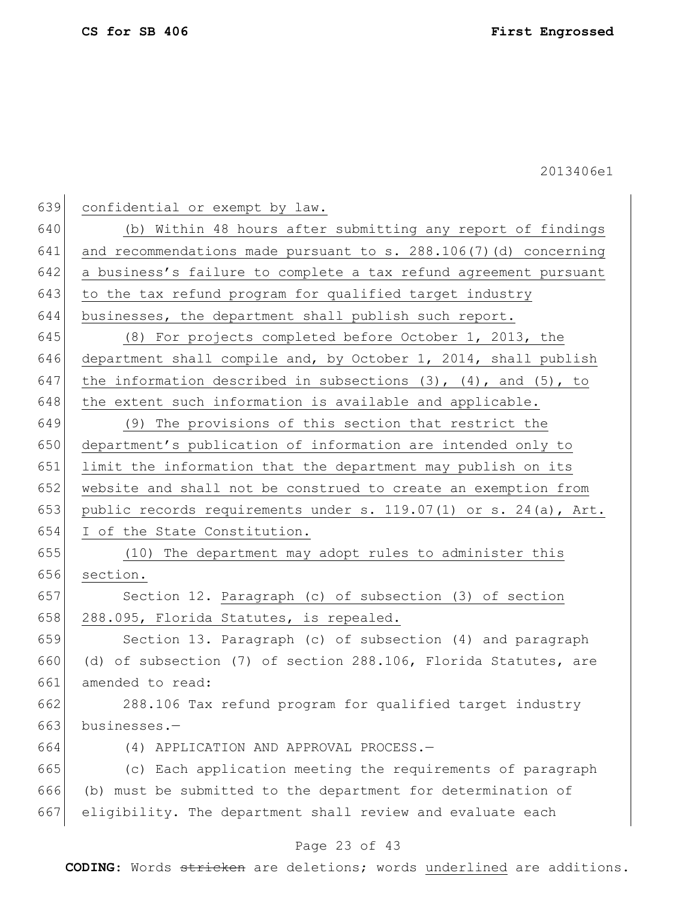confidential or exempt by law.

(b) Within 48 hours after submitting any report of findings and recommendations made pursuant to s. 288.106(7)(d) concerning a business's failure to complete a tax refund agreement pursuant to the tax refund program for qualified target industry businesses, the department shall publish such report.

(8) For projects completed before October 1, 2013, the department shall compile and, by October 1, 2014, shall publish the information described in subsections (3), (4), and (5), to the extent such information is available and applicable.

(9) The provisions of this section that restrict the department's publication of information are intended only to limit the information that the department may publish on its website and shall not be construed to create an exemption from public records requirements under s. 119.07(1) or s. 24(a), Art. I of the State Constitution.

(10) The department may adopt rules to administer this section.

Section 12. Paragraph (c) of subsection (3) of section 288.095, Florida Statutes, is repealed.

Section 13. Paragraph (c) of subsection (4) and paragraph (d) of subsection (7) of section 288.106, Florida Statutes, are amended to read:

288.106 Tax refund program for qualified target industry businesses.—

(4) APPLICATION AND APPROVAL PROCESS.—

(c) Each application meeting the requirements of paragraph (b) must be submitted to the department for determination of eligibility. The department shall review and evaluate each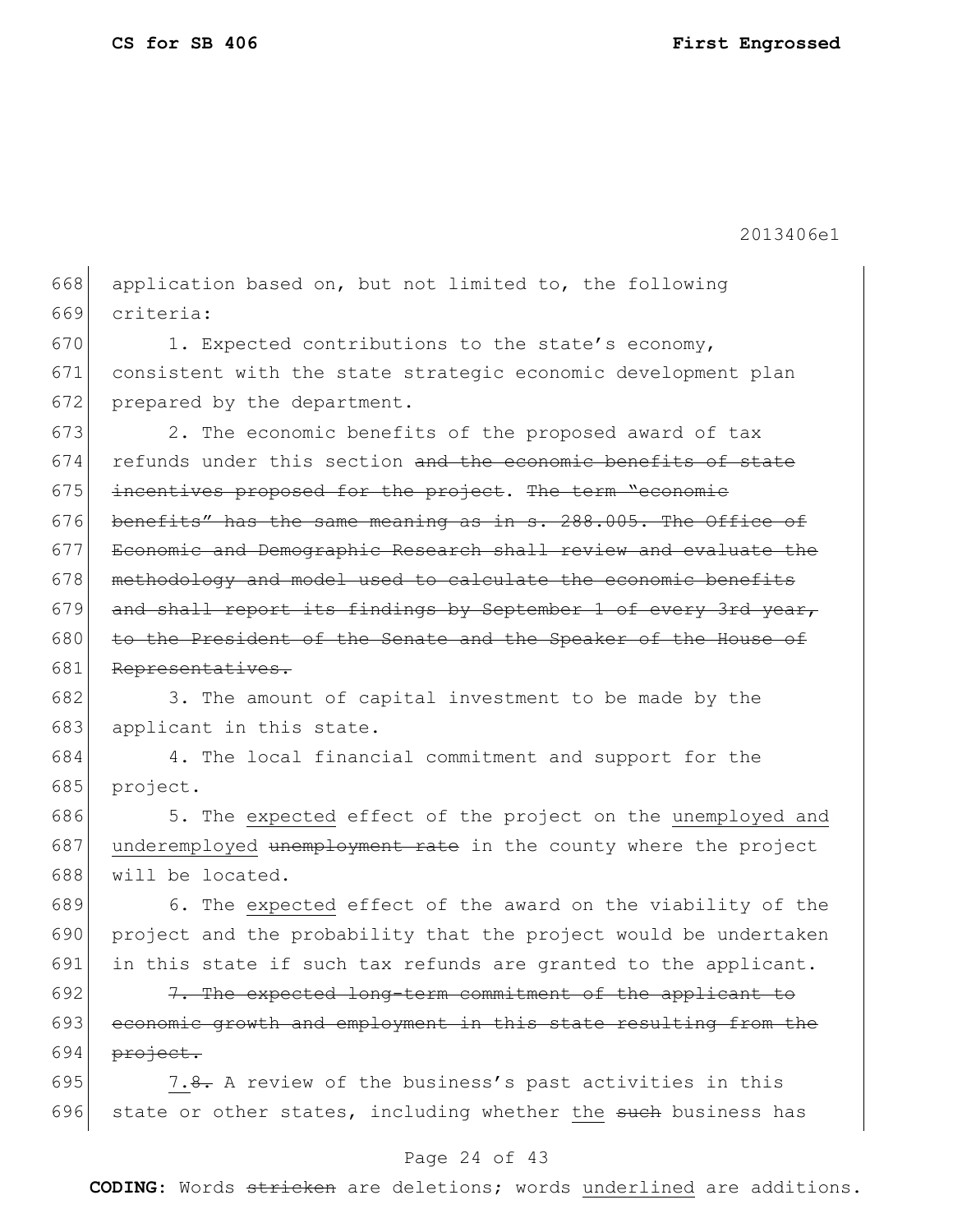application based on, but not limited to, the following criteria:

1. Expected contributions to the state's economy, consistent with the state strategic economic development plan prepared by the department.

2. The economic benefits of the proposed award of tax refunds under this section ~~and the economic benefits of state incentives proposed for the project~~. ~~The term "economic benefits" has the same meaning as in s. 288.005. The Office of Economic and Demographic Research shall review and evaluate the methodology and model used to calculate the economic benefits and shall report its findings by September 1 of every 3rd year, to the President of the Senate and the Speaker of the House of Representatives.~~

3. The amount of capital investment to be made by the applicant in this state.

4. The local financial commitment and support for the project.

5. The <u>expected</u> effect of the project on the <u>unemployed and underemployed</u> ~~unemployment rate~~ in the county where the project will be located.

6. The <u>expected</u> effect of the award on the viability of the project and the probability that the project would be undertaken in this state if such tax refunds are granted to the applicant.

~~7. The expected long-term commitment of the applicant to economic growth and employment in this state resulting from the project.~~

<u>7.</u>~~8.~~ A review of the business's past activities in this state or other states, including whether <u>the</u> ~~such~~ business has

**CODING:** Words ~~stricken~~ are deletions; words <u>underlined</u> are additions.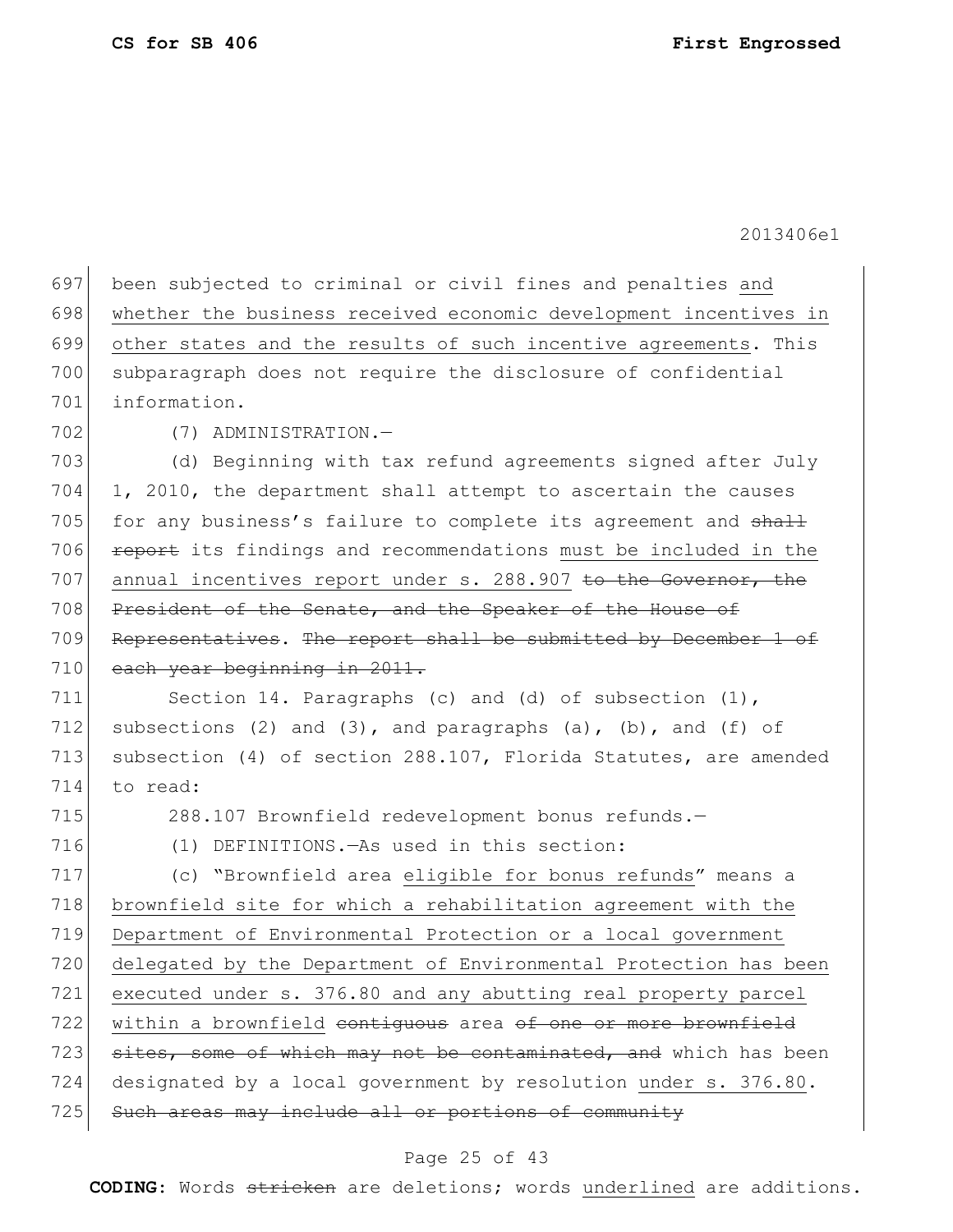697 been subjected to criminal or civil fines and penalties <u>and</u>
698 <u>whether the business received economic development incentives in</u>
699 <u>other states and the results of such incentive agreements</u>. This
700 subparagraph does not require the disclosure of confidential
701 information.

702 (7) ADMINISTRATION.—

703 (d) Beginning with tax refund agreements signed after July
704 1, 2010, the department shall attempt to ascertain the causes
705 for any business's failure to complete its agreement and ~~shall~~
706 ~~report~~ its findings and recommendations <u>must be included in the</u>
707 <u>annual incentives report under s. 288.907</u> ~~to the Governor, the~~
708 ~~President of the Senate, and the Speaker of the House of~~
709 ~~Representatives~~. ~~The report shall be submitted by December 1 of~~
710 ~~each year beginning in 2011.~~

711 Section 14. Paragraphs (c) and (d) of subsection (1),
712 subsections (2) and (3), and paragraphs (a), (b), and (f) of
713 subsection (4) of section 288.107, Florida Statutes, are amended
714 to read:

715 288.107 Brownfield redevelopment bonus refunds.—

716 (1) DEFINITIONS.—As used in this section:

717 (c) "Brownfield area <u>eligible for bonus refunds</u>" means a
718 <u>brownfield site for which a rehabilitation agreement with the</u>
719 <u>Department of Environmental Protection or a local government</u>
720 <u>delegated by the Department of Environmental Protection has been</u>
721 <u>executed under s. 376.80 and any abutting real property parcel</u>
722 <u>within a brownfield</u> ~~contiguous~~ area ~~of one or more brownfield~~
723 ~~sites, some of which may not be contaminated, and~~ which has been
724 designated by a local government by resolution <u>under s. 376.80</u>.
725 ~~Such areas may include all or portions of community~~

**CODING:** Words ~~stricken~~ are deletions; words <u>underlined</u> are additions.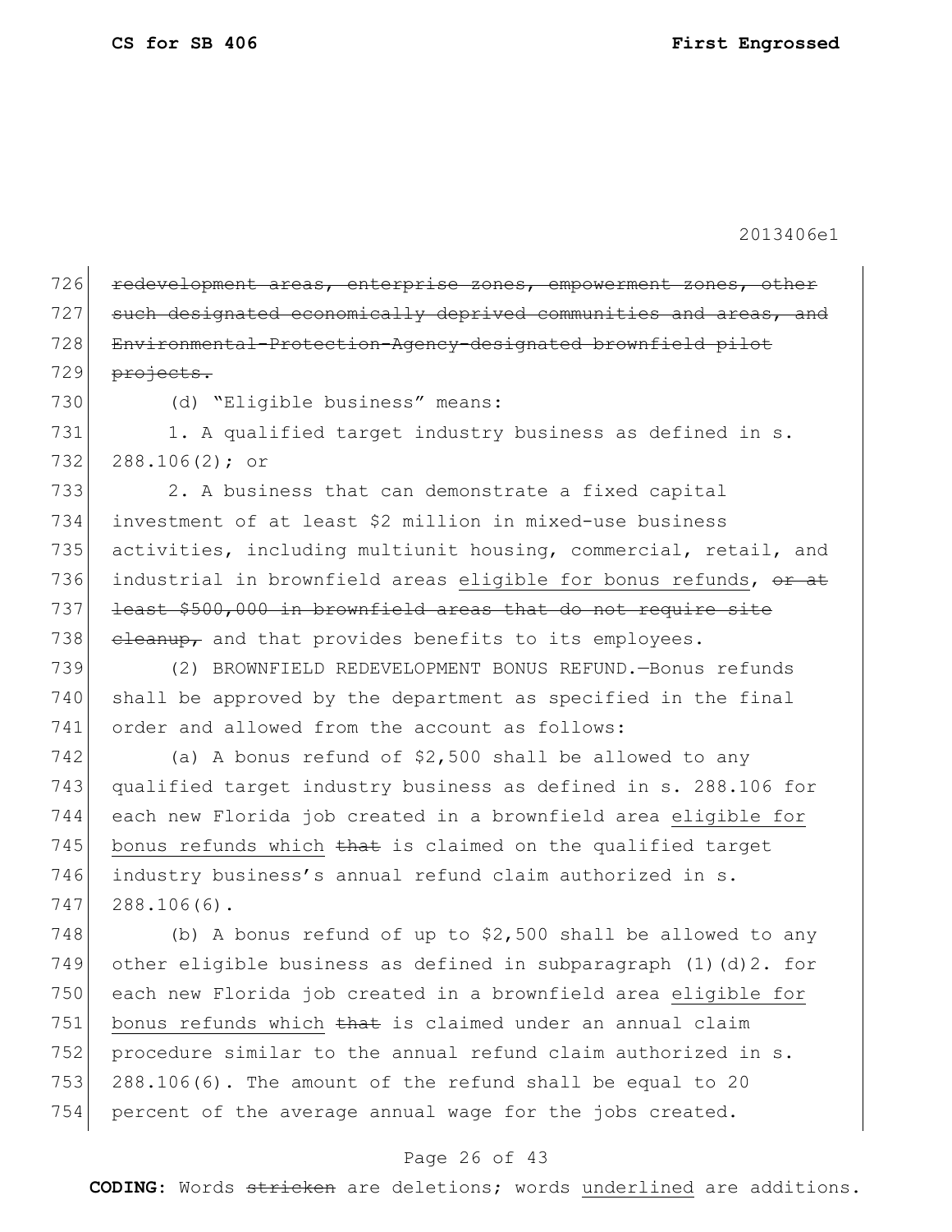726 ~~redevelopment areas, enterprise zones, empowerment zones, other~~
727 ~~such designated economically deprived communities and areas, and~~
728 ~~Environmental-Protection-Agency-designated brownfield pilot~~
729 ~~projects.~~

730 (d) "Eligible business" means:

731 1. A qualified target industry business as defined in s.
732 288.106(2); or

733 2. A business that can demonstrate a fixed capital
734 investment of at least $2 million in mixed-use business
735 activities, including multiunit housing, commercial, retail, and
736 industrial in brownfield areas <u>eligible for bonus refunds</u>, ~~or at~~
737 ~~least $500,000 in brownfield areas that do not require site~~
738 ~~cleanup,~~ and that provides benefits to its employees.

739 (2) BROWNFIELD REDEVELOPMENT BONUS REFUND.—Bonus refunds
740 shall be approved by the department as specified in the final
741 order and allowed from the account as follows:

742 (a) A bonus refund of $2,500 shall be allowed to any
743 qualified target industry business as defined in s. 288.106 for
744 each new Florida job created in a brownfield area <u>eligible for</u>
745 <u>bonus refunds which</u> ~~that~~ is claimed on the qualified target
746 industry business's annual refund claim authorized in s.
747 288.106(6).

748 (b) A bonus refund of up to $2,500 shall be allowed to any
749 other eligible business as defined in subparagraph (1)(d)2. for
750 each new Florida job created in a brownfield area <u>eligible for</u>
751 <u>bonus refunds which</u> ~~that~~ is claimed under an annual claim
752 procedure similar to the annual refund claim authorized in s.
753 288.106(6). The amount of the refund shall be equal to 20
754 percent of the average annual wage for the jobs created.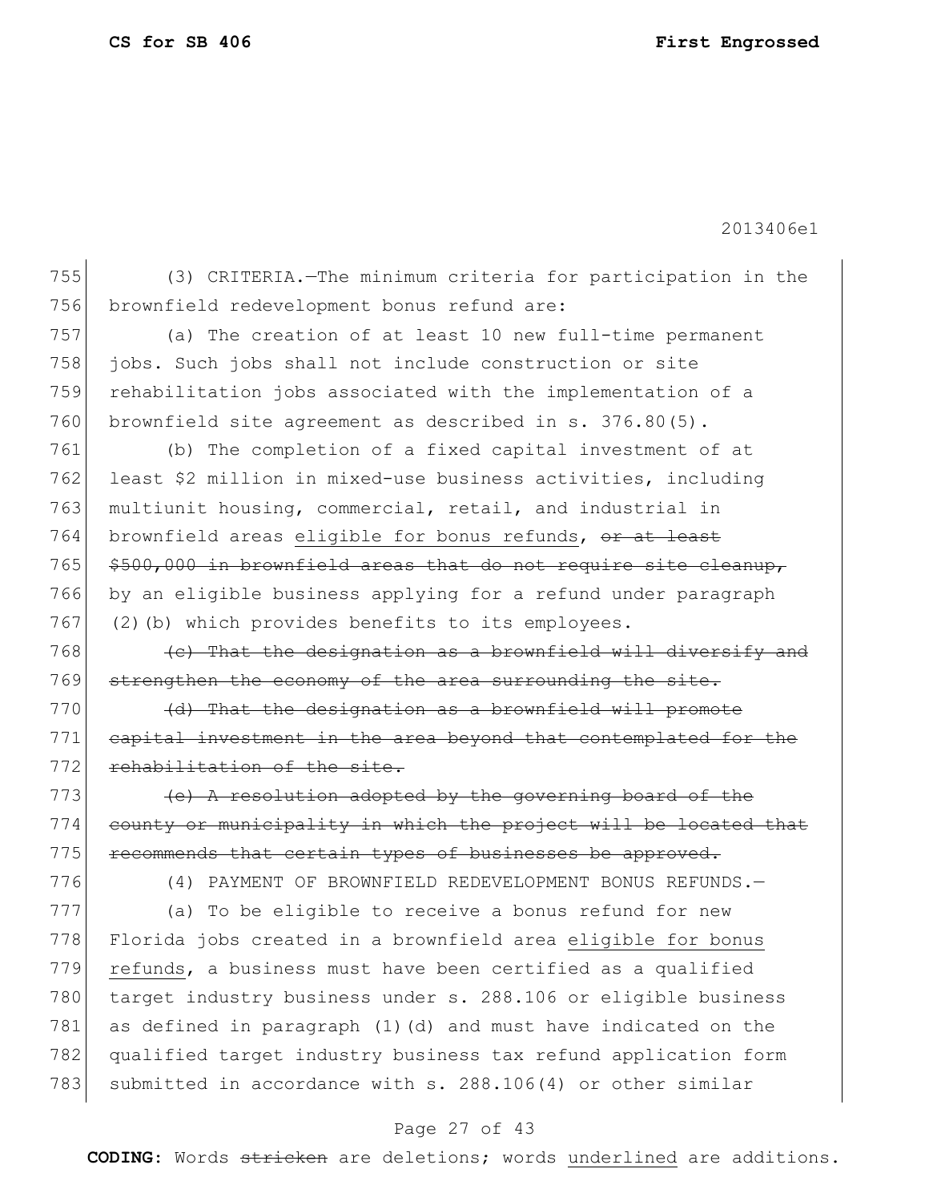(3) CRITERIA.—The minimum criteria for participation in the brownfield redevelopment bonus refund are:

(a) The creation of at least 10 new full-time permanent jobs. Such jobs shall not include construction or site rehabilitation jobs associated with the implementation of a brownfield site agreement as described in s. 376.80(5).

(b) The completion of a fixed capital investment of at least $2 million in mixed-use business activities, including multiunit housing, commercial, retail, and industrial in brownfield areas <u>eligible for bonus refunds</u>, ~~or at least $500,000 in brownfield areas that do not require site cleanup,~~ by an eligible business applying for a refund under paragraph (2)(b) which provides benefits to its employees.

~~(c) That the designation as a brownfield will diversify and strengthen the economy of the area surrounding the site.~~

~~(d) That the designation as a brownfield will promote capital investment in the area beyond that contemplated for the rehabilitation of the site.~~

~~(e) A resolution adopted by the governing board of the county or municipality in which the project will be located that recommends that certain types of businesses be approved.~~

(4) PAYMENT OF BROWNFIELD REDEVELOPMENT BONUS REFUNDS.—

(a) To be eligible to receive a bonus refund for new Florida jobs created in a brownfield area <u>eligible for bonus refunds</u>, a business must have been certified as a qualified target industry business under s. 288.106 or eligible business as defined in paragraph (1)(d) and must have indicated on the qualified target industry business tax refund application form submitted in accordance with s. 288.106(4) or other similar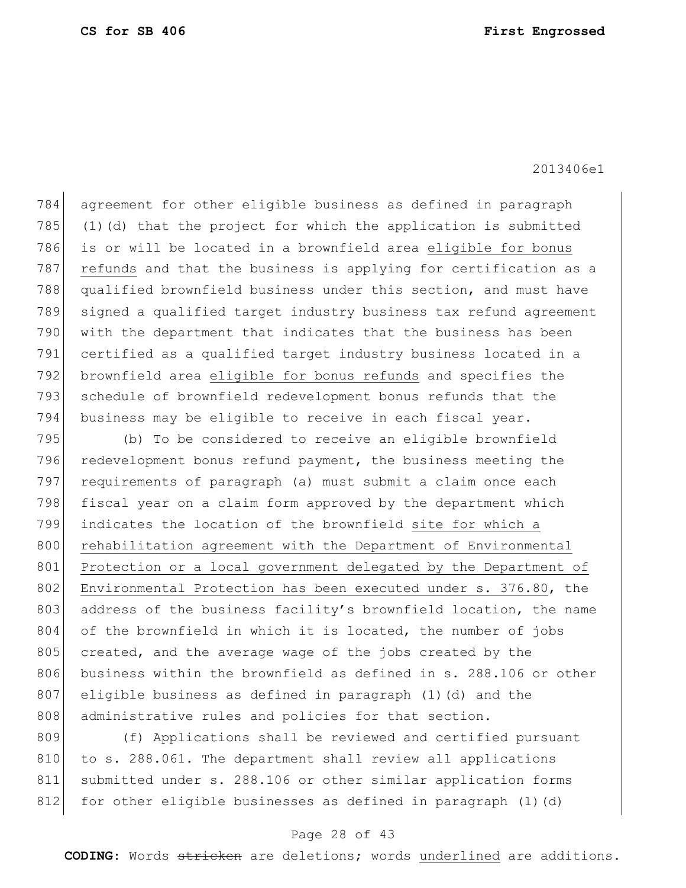agreement for other eligible business as defined in paragraph (1)(d) that the project for which the application is submitted is or will be located in a brownfield area <u>eligible for bonus refunds</u> and that the business is applying for certification as a qualified brownfield business under this section, and must have signed a qualified target industry business tax refund agreement with the department that indicates that the business has been certified as a qualified target industry business located in a brownfield area <u>eligible for bonus refunds</u> and specifies the schedule of brownfield redevelopment bonus refunds that the business may be eligible to receive in each fiscal year.

(b) To be considered to receive an eligible brownfield redevelopment bonus refund payment, the business meeting the requirements of paragraph (a) must submit a claim once each fiscal year on a claim form approved by the department which indicates the location of the brownfield <u>site for which a rehabilitation agreement with the Department of Environmental Protection or a local government delegated by the Department of Environmental Protection has been executed under s. 376.80</u>, the address of the business facility's brownfield location, the name of the brownfield in which it is located, the number of jobs created, and the average wage of the jobs created by the business within the brownfield as defined in s. 288.106 or other eligible business as defined in paragraph (1)(d) and the administrative rules and policies for that section.

(f) Applications shall be reviewed and certified pursuant to s. 288.061. The department shall review all applications submitted under s. 288.106 or other similar application forms for other eligible businesses as defined in paragraph (1)(d)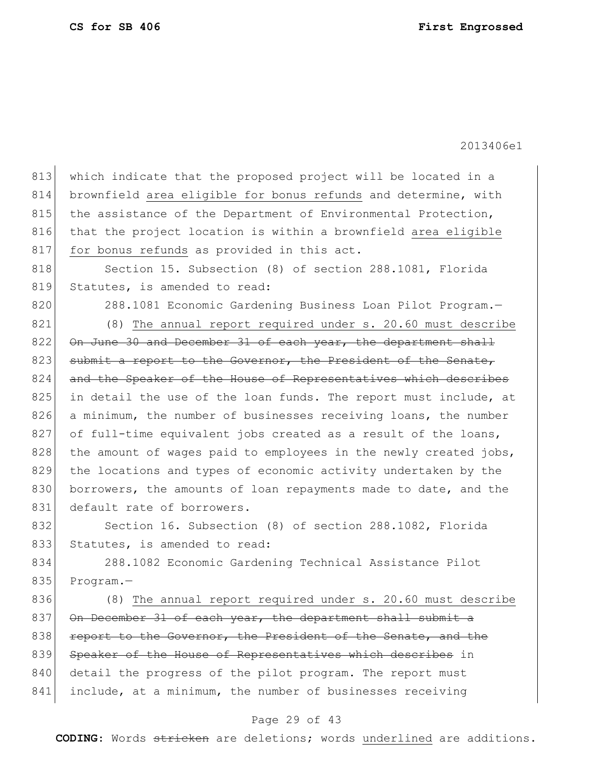which indicate that the proposed project will be located in a brownfield <u>area eligible for bonus refunds</u> and determine, with the assistance of the Department of Environmental Protection, that the project location is within a brownfield <u>area eligible for bonus refunds</u> as provided in this act.

Section 15. Subsection (8) of section 288.1081, Florida Statutes, is amended to read:

288.1081 Economic Gardening Business Loan Pilot Program.—

(8) <u>The annual report required under s. 20.60 must describe</u> ~~On June 30 and December 31 of each year, the department shall submit a report to the Governor, the President of the Senate, and the Speaker of the House of Representatives which describes~~ in detail the use of the loan funds. The report must include, at a minimum, the number of businesses receiving loans, the number of full-time equivalent jobs created as a result of the loans, the amount of wages paid to employees in the newly created jobs, the locations and types of economic activity undertaken by the borrowers, the amounts of loan repayments made to date, and the default rate of borrowers.

Section 16. Subsection (8) of section 288.1082, Florida Statutes, is amended to read:

288.1082 Economic Gardening Technical Assistance Pilot Program.—

(8) <u>The annual report required under s. 20.60 must describe</u> ~~On December 31 of each year, the department shall submit a report to the Governor, the President of the Senate, and the Speaker of the House of Representatives which describes~~ in detail the progress of the pilot program. The report must include, at a minimum, the number of businesses receiving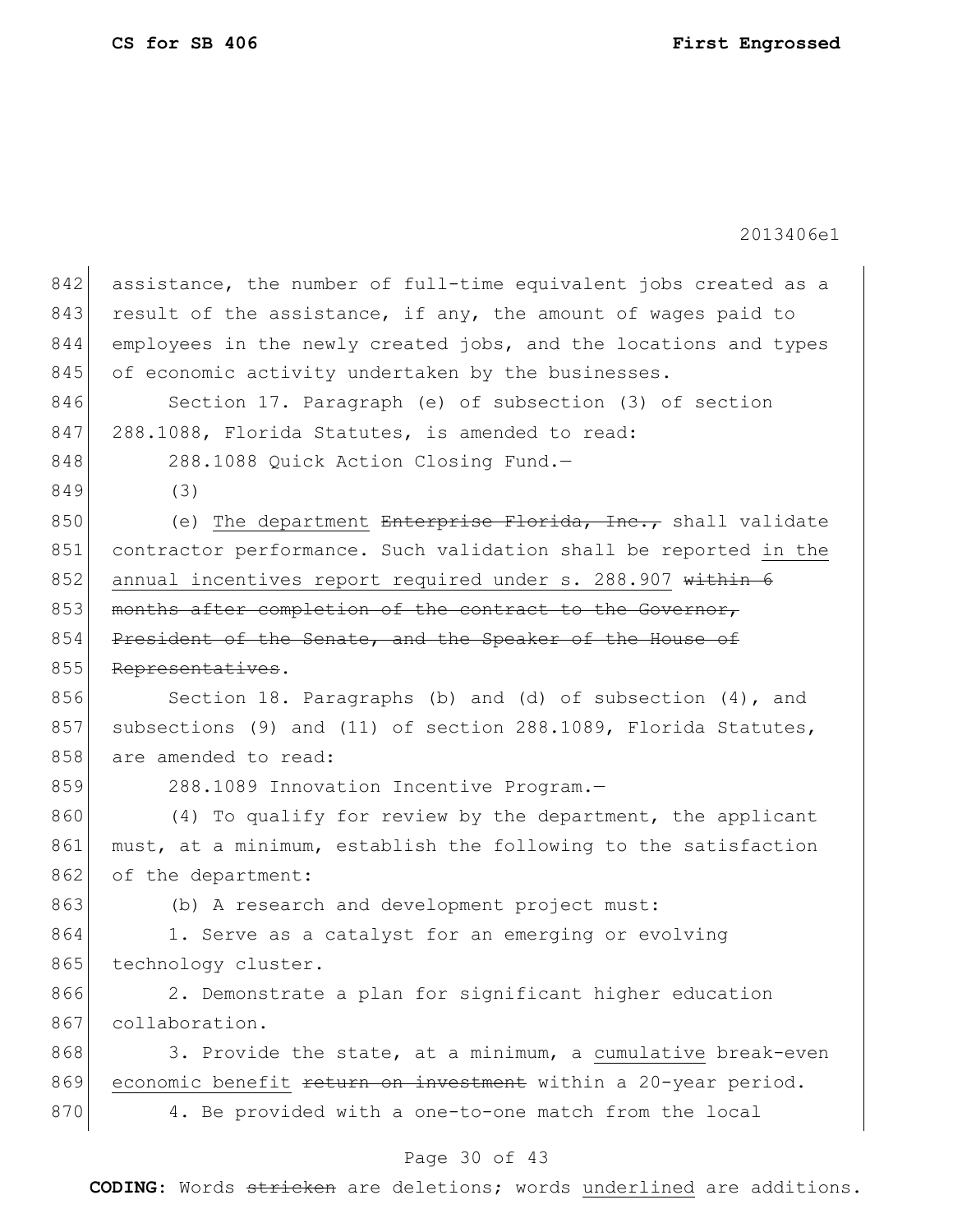assistance, the number of full-time equivalent jobs created as a result of the assistance, if any, the amount of wages paid to employees in the newly created jobs, and the locations and types of economic activity undertaken by the businesses.

Section 17. Paragraph (e) of subsection (3) of section 288.1088, Florida Statutes, is amended to read:

288.1088 Quick Action Closing Fund.—

(3)

(e) The department ~~Enterprise Florida, Inc.,~~ shall validate contractor performance. Such validation shall be reported in the annual incentives report required under s. 288.907 ~~within 6 months after completion of the contract to the Governor, President of the Senate, and the Speaker of the House of Representatives~~.

Section 18. Paragraphs (b) and (d) of subsection (4), and subsections (9) and (11) of section 288.1089, Florida Statutes, are amended to read:

288.1089 Innovation Incentive Program.—

(4) To qualify for review by the department, the applicant must, at a minimum, establish the following to the satisfaction of the department:

(b) A research and development project must:

1. Serve as a catalyst for an emerging or evolving technology cluster.

2. Demonstrate a plan for significant higher education collaboration.

3. Provide the state, at a minimum, a cumulative break-even economic benefit ~~return on investment~~ within a 20-year period.

4. Be provided with a one-to-one match from the local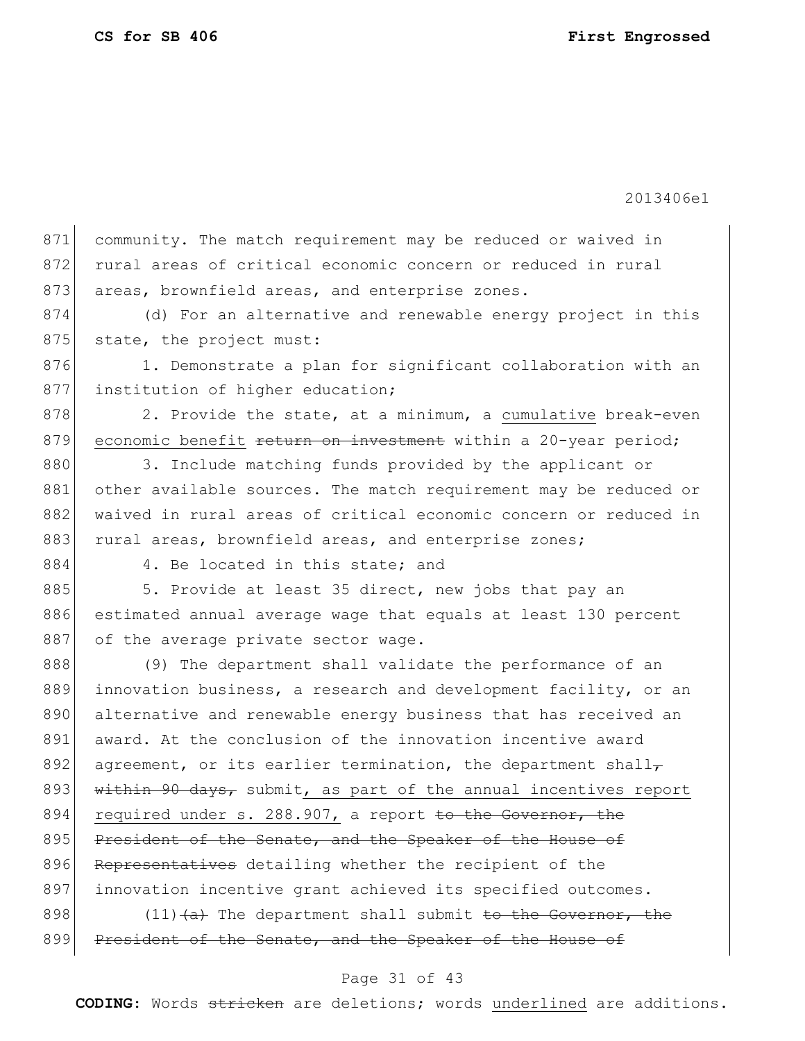community. The match requirement may be reduced or waived in rural areas of critical economic concern or reduced in rural areas, brownfield areas, and enterprise zones.

(d) For an alternative and renewable energy project in this state, the project must:

1. Demonstrate a plan for significant collaboration with an institution of higher education;

2. Provide the state, at a minimum, a cumulative break-even economic benefit ~~return on investment~~ within a 20-year period;

3. Include matching funds provided by the applicant or other available sources. The match requirement may be reduced or waived in rural areas of critical economic concern or reduced in rural areas, brownfield areas, and enterprise zones;

4. Be located in this state; and

5. Provide at least 35 direct, new jobs that pay an estimated annual average wage that equals at least 130 percent of the average private sector wage.

(9) The department shall validate the performance of an innovation business, a research and development facility, or an alternative and renewable energy business that has received an award. At the conclusion of the innovation incentive award agreement, or its earlier termination, the department shall~~,~~ ~~within 90 days,~~ submit, as part of the annual incentives report required under s. 288.907, a report ~~to the Governor, the President of the Senate, and the Speaker of the House of Representatives~~ detailing whether the recipient of the innovation incentive grant achieved its specified outcomes.

(11)~~(a)~~ The department shall submit ~~to the Governor, the President of the Senate, and the Speaker of the House of~~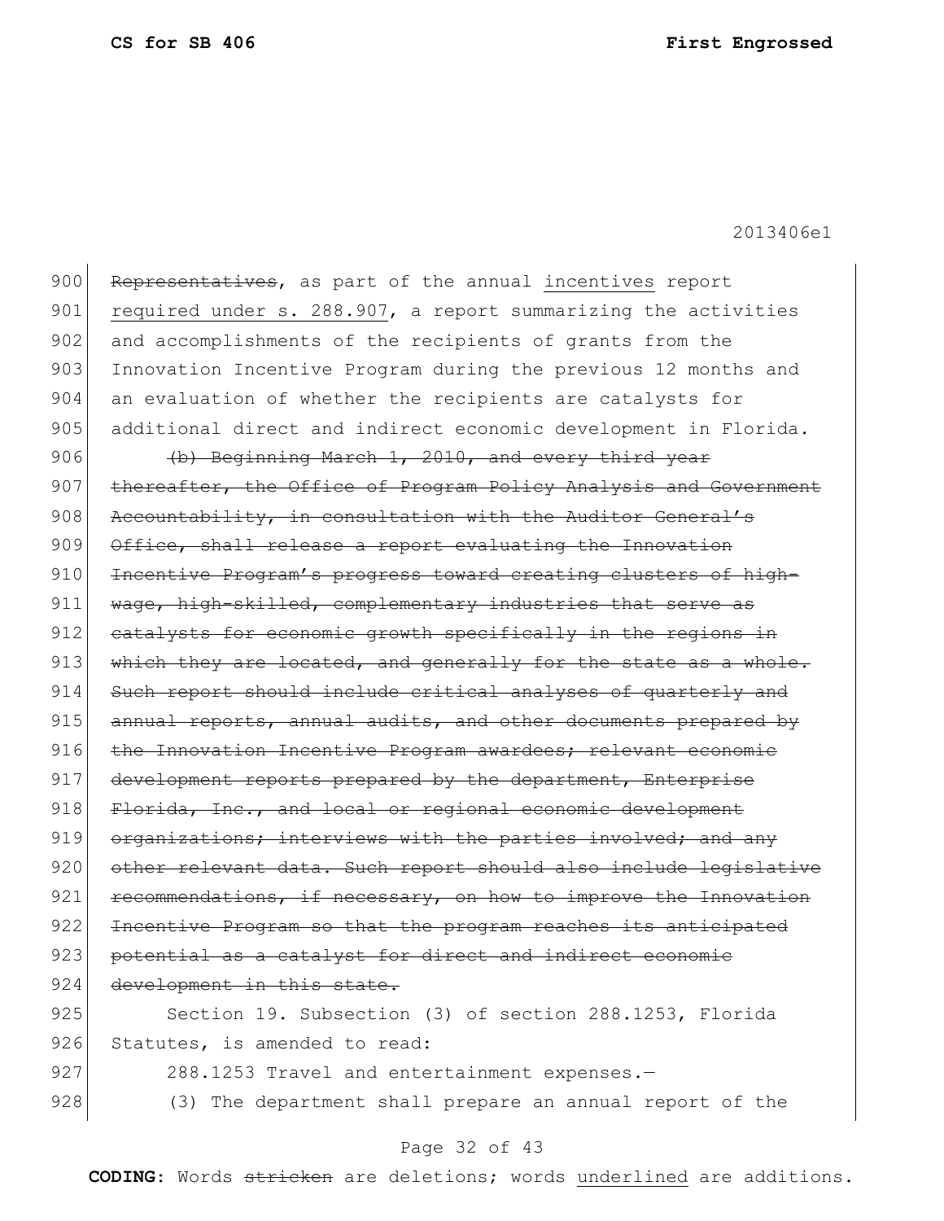~~Representatives~~, as part of the annual <u>incentives</u> report <u>required under s. 288.907</u>, a report summarizing the activities and accomplishments of the recipients of grants from the Innovation Incentive Program during the previous 12 months and an evaluation of whether the recipients are catalysts for additional direct and indirect economic development in Florida.

~~(b) Beginning March 1, 2010, and every third year thereafter, the Office of Program Policy Analysis and Government Accountability, in consultation with the Auditor General's Office, shall release a report evaluating the Innovation Incentive Program's progress toward creating clusters of high-wage, high-skilled, complementary industries that serve as catalysts for economic growth specifically in the regions in which they are located, and generally for the state as a whole. Such report should include critical analyses of quarterly and annual reports, annual audits, and other documents prepared by the Innovation Incentive Program awardees; relevant economic development reports prepared by the department, Enterprise Florida, Inc., and local or regional economic development organizations; interviews with the parties involved; and any other relevant data. Such report should also include legislative recommendations, if necessary, on how to improve the Innovation Incentive Program so that the program reaches its anticipated potential as a catalyst for direct and indirect economic development in this state.~~

Section 19. Subsection (3) of section 288.1253, Florida Statutes, is amended to read:

288.1253 Travel and entertainment expenses.—

(3) The department shall prepare an annual report of the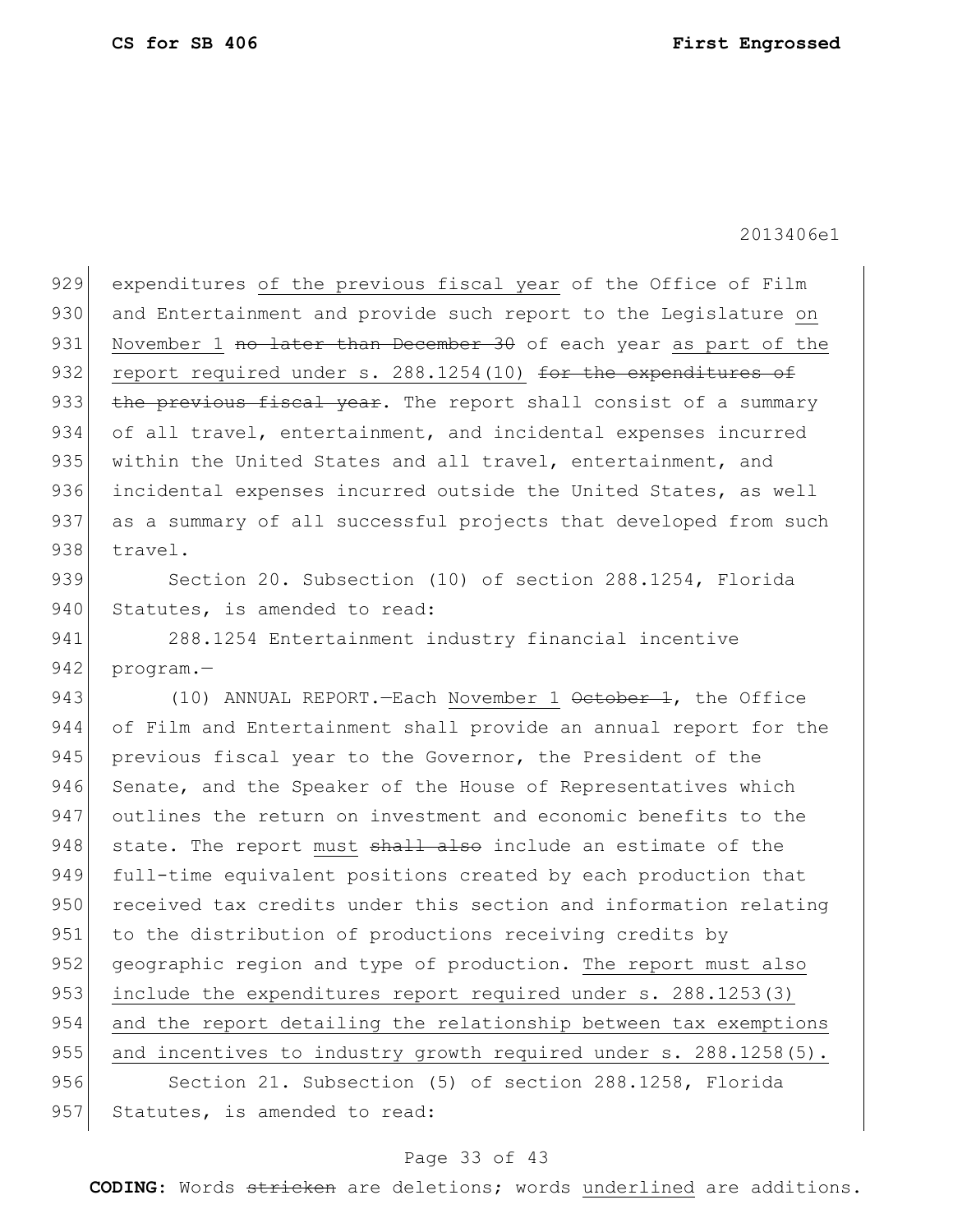expenditures <u>of the previous fiscal year</u> of the Office of Film and Entertainment and provide such report to the Legislature <u>on November 1</u> ~~no later than December 30~~ of each year <u>as part of the report required under s. 288.1254(10)</u> ~~for the expenditures of the previous fiscal year~~. The report shall consist of a summary of all travel, entertainment, and incidental expenses incurred within the United States and all travel, entertainment, and incidental expenses incurred outside the United States, as well as a summary of all successful projects that developed from such travel.

Section 20. Subsection (10) of section 288.1254, Florida Statutes, is amended to read:

288.1254 Entertainment industry financial incentive program.—

(10) ANNUAL REPORT.—Each <u>November 1</u> ~~October 1~~, the Office of Film and Entertainment shall provide an annual report for the previous fiscal year to the Governor, the President of the Senate, and the Speaker of the House of Representatives which outlines the return on investment and economic benefits to the state. The report <u>must</u> ~~shall also~~ include an estimate of the full-time equivalent positions created by each production that received tax credits under this section and information relating to the distribution of productions receiving credits by geographic region and type of production. <u>The report must also include the expenditures report required under s. 288.1253(3) and the report detailing the relationship between tax exemptions and incentives to industry growth required under s. 288.1258(5).</u>

Section 21. Subsection (5) of section 288.1258, Florida Statutes, is amended to read: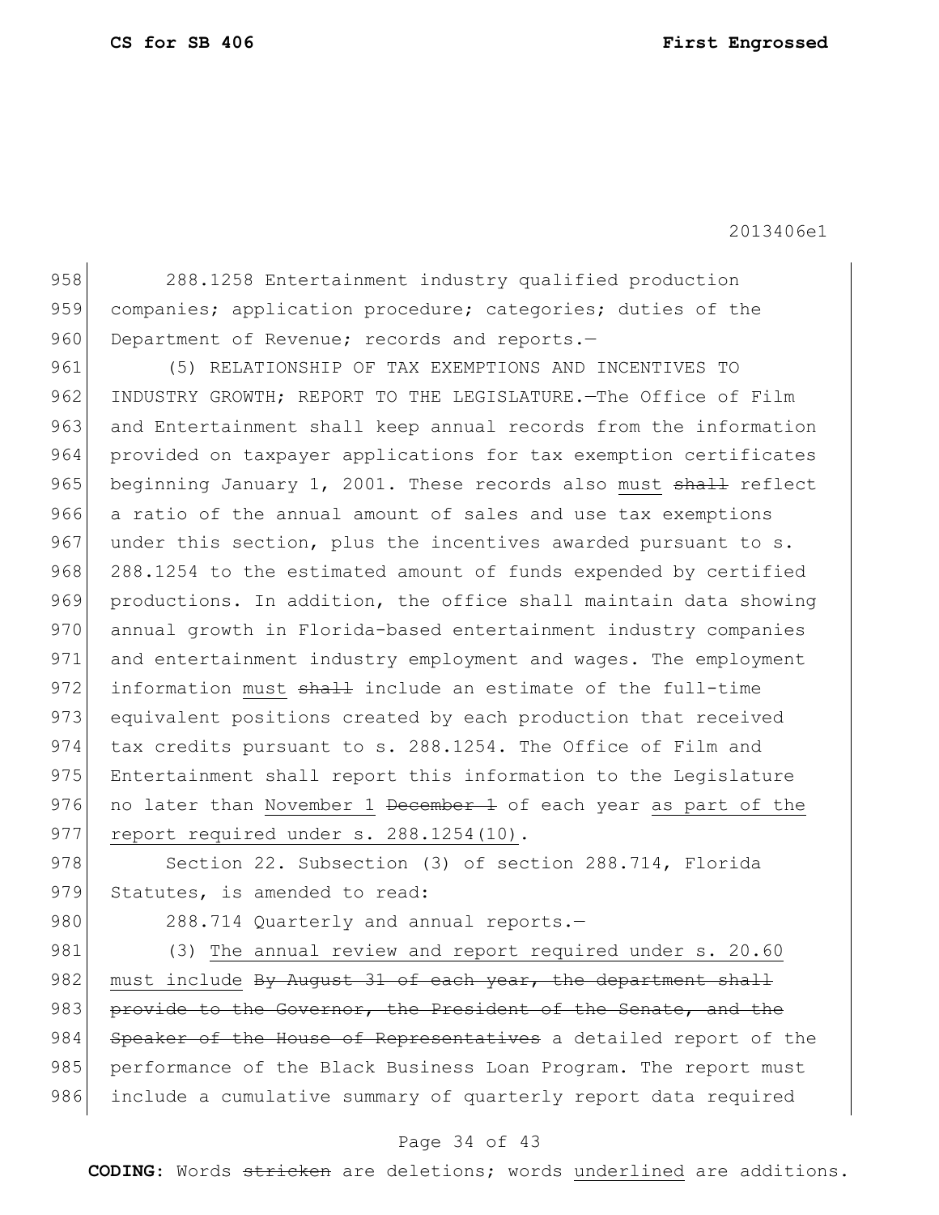288.1258 Entertainment industry qualified production companies; application procedure; categories; duties of the Department of Revenue; records and reports.—

(5) RELATIONSHIP OF TAX EXEMPTIONS AND INCENTIVES TO INDUSTRY GROWTH; REPORT TO THE LEGISLATURE.—The Office of Film and Entertainment shall keep annual records from the information provided on taxpayer applications for tax exemption certificates beginning January 1, 2001. These records also <u>must</u> ~~shall~~ reflect a ratio of the annual amount of sales and use tax exemptions under this section, plus the incentives awarded pursuant to s. 288.1254 to the estimated amount of funds expended by certified productions. In addition, the office shall maintain data showing annual growth in Florida-based entertainment industry companies and entertainment industry employment and wages. The employment information <u>must</u> ~~shall~~ include an estimate of the full-time equivalent positions created by each production that received tax credits pursuant to s. 288.1254. The Office of Film and Entertainment shall report this information to the Legislature no later than <u>November 1</u> ~~December 1~~ of each year <u>as part of the report required under s. 288.1254(10)</u>.

Section 22. Subsection (3) of section 288.714, Florida Statutes, is amended to read:

288.714 Quarterly and annual reports.—

(3) <u>The annual review and report required under s. 20.60 must include</u> ~~By August 31 of each year, the department shall provide to the Governor, the President of the Senate, and the Speaker of the House of Representatives~~ a detailed report of the performance of the Black Business Loan Program. The report must include a cumulative summary of quarterly report data required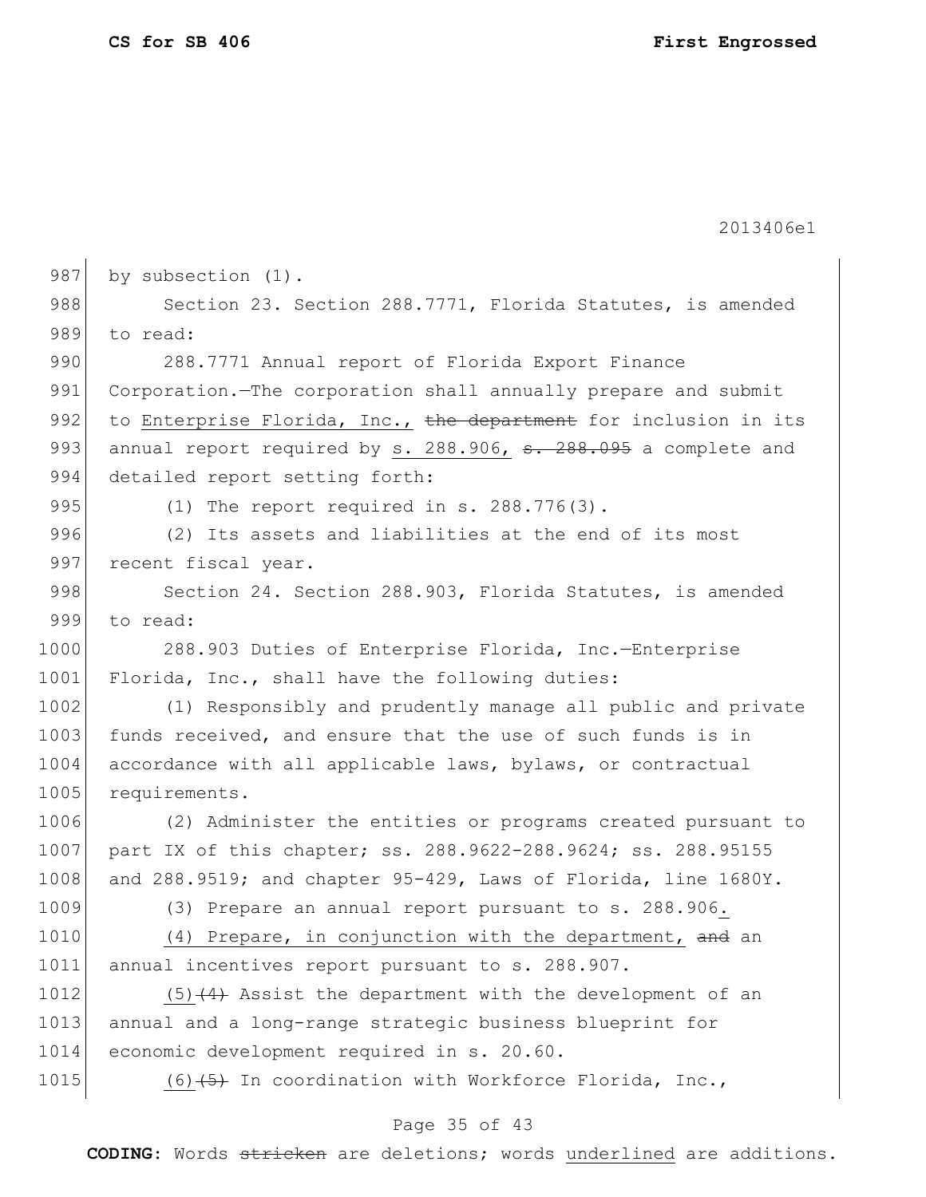by subsection (1).

Section 23. Section 288.7771, Florida Statutes, is amended to read:

288.7771 Annual report of Florida Export Finance Corporation.—The corporation shall annually prepare and submit to <u>Enterprise Florida, Inc.,</u> ~~the department~~ for inclusion in its annual report required by <u>s. 288.906,</u> ~~s. 288.095~~ a complete and detailed report setting forth:

(1) The report required in s. 288.776(3).

(2) Its assets and liabilities at the end of its most recent fiscal year.

Section 24. Section 288.903, Florida Statutes, is amended to read:

288.903 Duties of Enterprise Florida, Inc.—Enterprise Florida, Inc., shall have the following duties:

(1) Responsibly and prudently manage all public and private funds received, and ensure that the use of such funds is in accordance with all applicable laws, bylaws, or contractual requirements.

(2) Administer the entities or programs created pursuant to part IX of this chapter; ss. 288.9622-288.9624; ss. 288.95155 and 288.9519; and chapter 95-429, Laws of Florida, line 1680Y.

(3) Prepare an annual report pursuant to s. 288.906<u>.</u>

<u>(4) Prepare, in conjunction with the department,</u> ~~and~~ an annual incentives report pursuant to s. 288.907.

<u>(5)</u>~~(4)~~ Assist the department with the development of an annual and a long-range strategic business blueprint for economic development required in s. 20.60.

<u>(6)</u>~~(5)~~ In coordination with Workforce Florida, Inc.,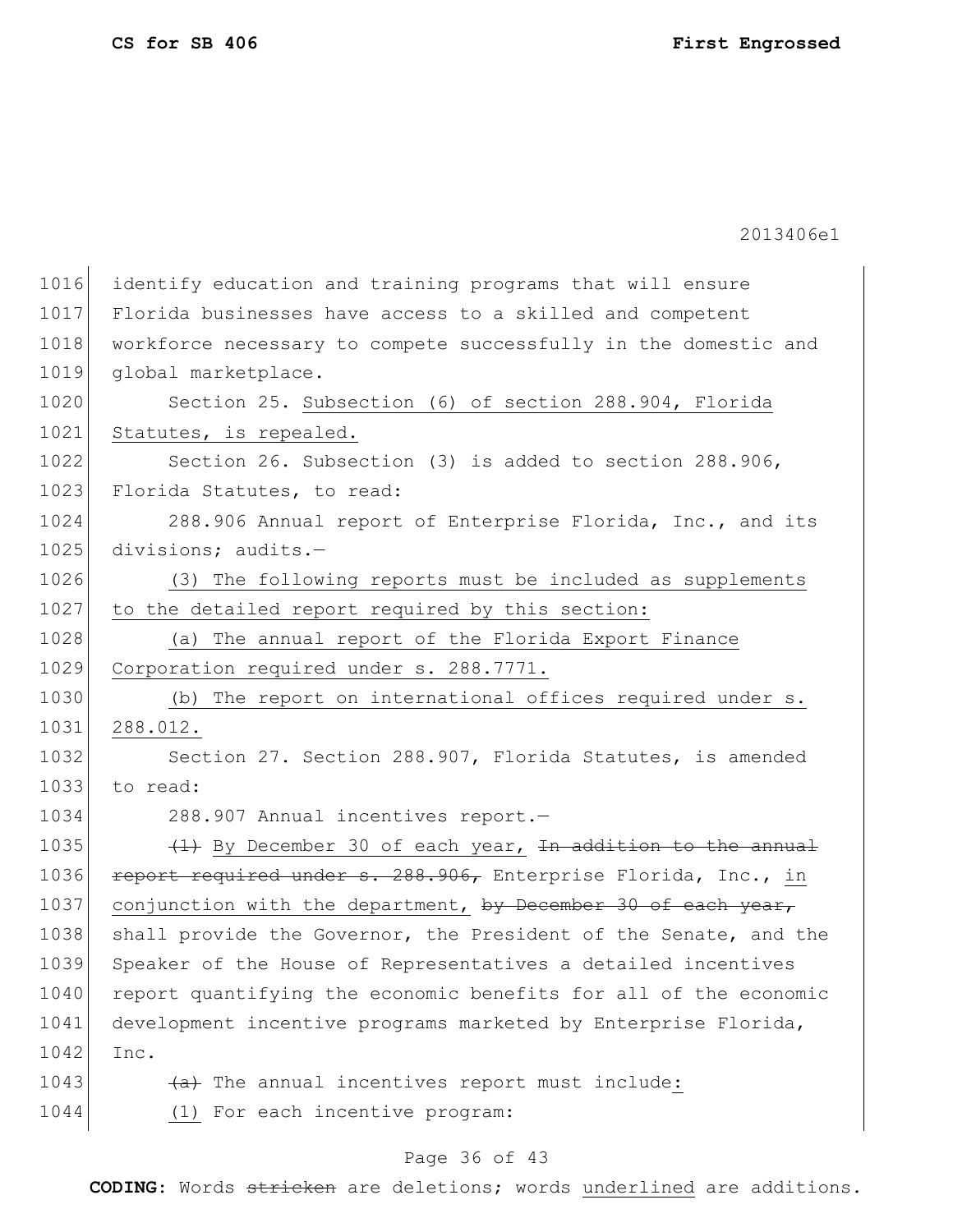identify education and training programs that will ensure Florida businesses have access to a skilled and competent workforce necessary to compete successfully in the domestic and global marketplace.

Section 25. <u>Subsection (6) of section 288.904, Florida Statutes, is repealed.</u>

Section 26. Subsection (3) is added to section 288.906, Florida Statutes, to read:

288.906 Annual report of Enterprise Florida, Inc., and its divisions; audits.—

<u>(3) The following reports must be included as supplements to the detailed report required by this section:</u>

<u>(a) The annual report of the Florida Export Finance Corporation required under s. 288.7771.</u>

<u>(b) The report on international offices required under s. 288.012.</u>

Section 27. Section 288.907, Florida Statutes, is amended to read:

288.907 Annual incentives report.—

~~(1)~~ <u>By December 30 of each year,</u> ~~In addition to the annual report required under s. 288.906,~~ Enterprise Florida, Inc., <u>in conjunction with the department,</u> ~~by December 30 of each year,~~ shall provide the Governor, the President of the Senate, and the Speaker of the House of Representatives a detailed incentives report quantifying the economic benefits for all of the economic development incentive programs marketed by Enterprise Florida, Inc.

~~(a)~~ The annual incentives report must include<u>:</u>

<u>(1)</u> For each incentive program: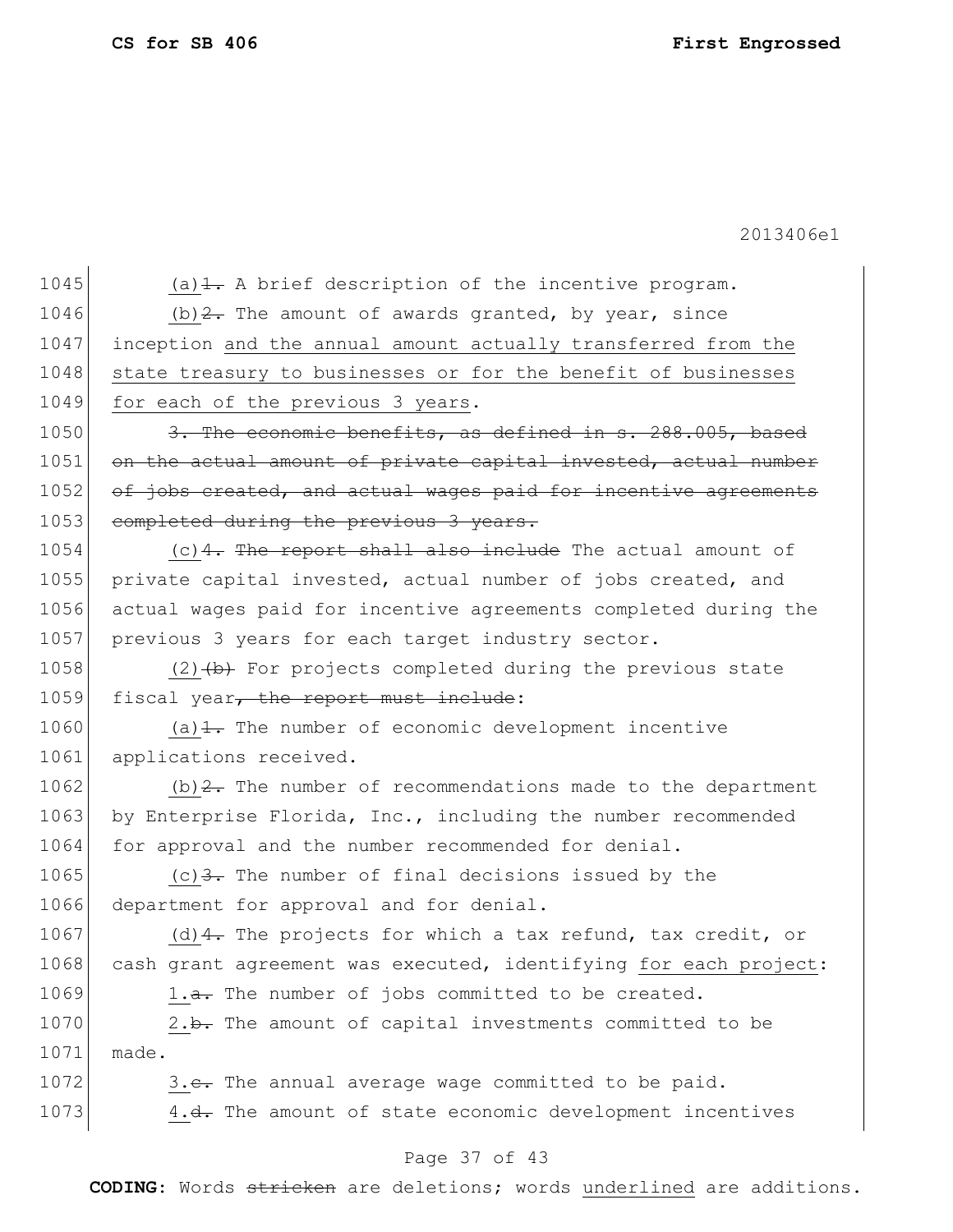(a)~~1.~~ A brief description of the incentive program.

(b)~~2.~~ The amount of awards granted, by year, since inception <u>and the annual amount actually transferred from the state treasury to businesses or for the benefit of businesses for each of the previous 3 years</u>.

~~3. The economic benefits, as defined in s. 288.005, based on the actual amount of private capital invested, actual number of jobs created, and actual wages paid for incentive agreements completed during the previous 3 years.~~

(c)~~4. The report shall also include~~ The actual amount of private capital invested, actual number of jobs created, and actual wages paid for incentive agreements completed during the previous 3 years for each target industry sector.

(2)~~(b)~~ For projects completed during the previous state fiscal year~~, the report must include~~:

(a)~~1.~~ The number of economic development incentive applications received.

(b)~~2.~~ The number of recommendations made to the department by Enterprise Florida, Inc., including the number recommended for approval and the number recommended for denial.

(c)~~3.~~ The number of final decisions issued by the department for approval and for denial.

(d)~~4.~~ The projects for which a tax refund, tax credit, or cash grant agreement was executed, identifying <u>for each project</u>:

<u>1.</u>~~a.~~ The number of jobs committed to be created.

<u>2.</u>~~b.~~ The amount of capital investments committed to be made.

<u>3.</u>~~c.~~ The annual average wage committed to be paid.

<u>4.</u>~~d.~~ The amount of state economic development incentives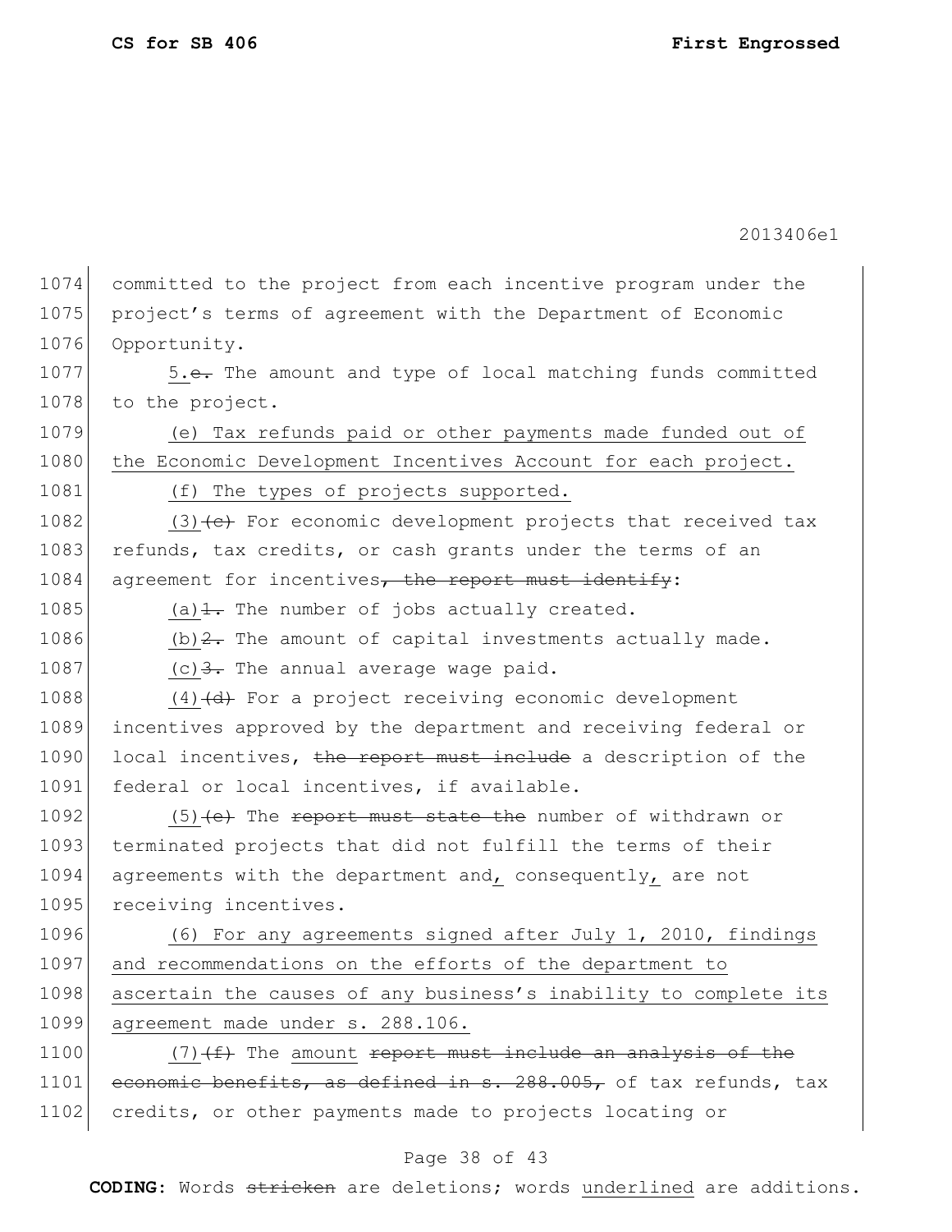committed to the project from each incentive program under the project's terms of agreement with the Department of Economic Opportunity.

5.~~e.~~ The amount and type of local matching funds committed to the project.

<u>(e) Tax refunds paid or other payments made funded out of the Economic Development Incentives Account for each project.</u>

<u>(f) The types of projects supported.</u>

<u>(3)</u>~~(c)~~ For economic development projects that received tax refunds, tax credits, or cash grants under the terms of an agreement for incentives~~, the report must identify~~:

<u>(a)</u>~~1.~~ The number of jobs actually created.

<u>(b)</u>~~2.~~ The amount of capital investments actually made.

<u>(c)</u>~~3.~~ The annual average wage paid.

<u>(4)</u>~~(d)~~ For a project receiving economic development incentives approved by the department and receiving federal or local incentives, ~~the report must include~~ a description of the federal or local incentives, if available.

<u>(5)</u>~~(e)~~ The ~~report must state the~~ number of withdrawn or terminated projects that did not fulfill the terms of their agreements with the department and<u>,</u> consequently<u>,</u> are not receiving incentives.

<u>(6) For any agreements signed after July 1, 2010, findings and recommendations on the efforts of the department to ascertain the causes of any business's inability to complete its agreement made under s. 288.106.</u>

<u>(7)</u>~~(f)~~ The <u>amount</u> ~~report must include an analysis of the economic benefits, as defined in s. 288.005,~~ of tax refunds, tax credits, or other payments made to projects locating or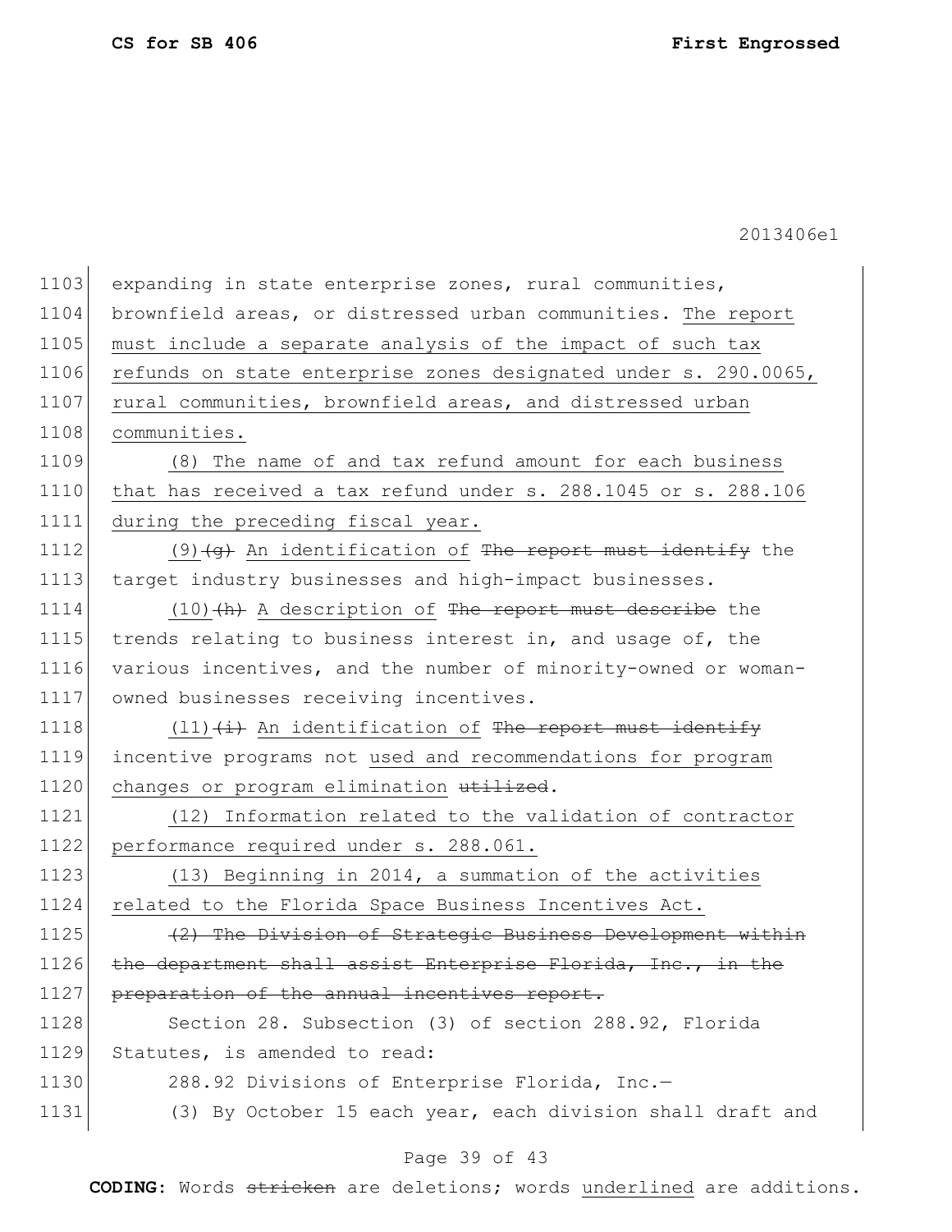1103 expanding in state enterprise zones, rural communities,
1104 brownfield areas, or distressed urban communities. <u>The report</u>
1105 <u>must include a separate analysis of the impact of such tax</u>
1106 <u>refunds on state enterprise zones designated under s. 290.0065,</u>
1107 <u>rural communities, brownfield areas, and distressed urban</u>
1108 <u>communities.</u>

1109 <u>(8) The name of and tax refund amount for each business</u>
1110 <u>that has received a tax refund under s. 288.1045 or s. 288.106</u>
1111 <u>during the preceding fiscal year.</u>

1112 <u>(9)</u>~~(g)~~ <u>An identification of</u> ~~The report must identify~~ the
1113 target industry businesses and high-impact businesses.

1114 <u>(10)</u>~~(h)~~ <u>A description of</u> ~~The report must describe~~ the
1115 trends relating to business interest in, and usage of, the
1116 various incentives, and the number of minority-owned or woman-
1117 owned businesses receiving incentives.

1118 <u>(11)</u>~~(i)~~ <u>An identification of</u> ~~The report must identify~~
1119 incentive programs not <u>used and recommendations for program</u>
1120 <u>changes or program elimination</u> ~~utilized~~.

1121 <u>(12) Information related to the validation of contractor</u>
1122 <u>performance required under s. 288.061.</u>

1123 <u>(13) Beginning in 2014, a summation of the activities</u>
1124 <u>related to the Florida Space Business Incentives Act.</u>

1125 ~~(2) The Division of Strategic Business Development within~~
1126 ~~the department shall assist Enterprise Florida, Inc., in the~~
1127 ~~preparation of the annual incentives report.~~

1128 Section 28. Subsection (3) of section 288.92, Florida
1129 Statutes, is amended to read:

1130 288.92 Divisions of Enterprise Florida, Inc.—

1131 (3) By October 15 each year, each division shall draft and

**CODING:** Words ~~stricken~~ are deletions; words <u>underlined</u> are additions.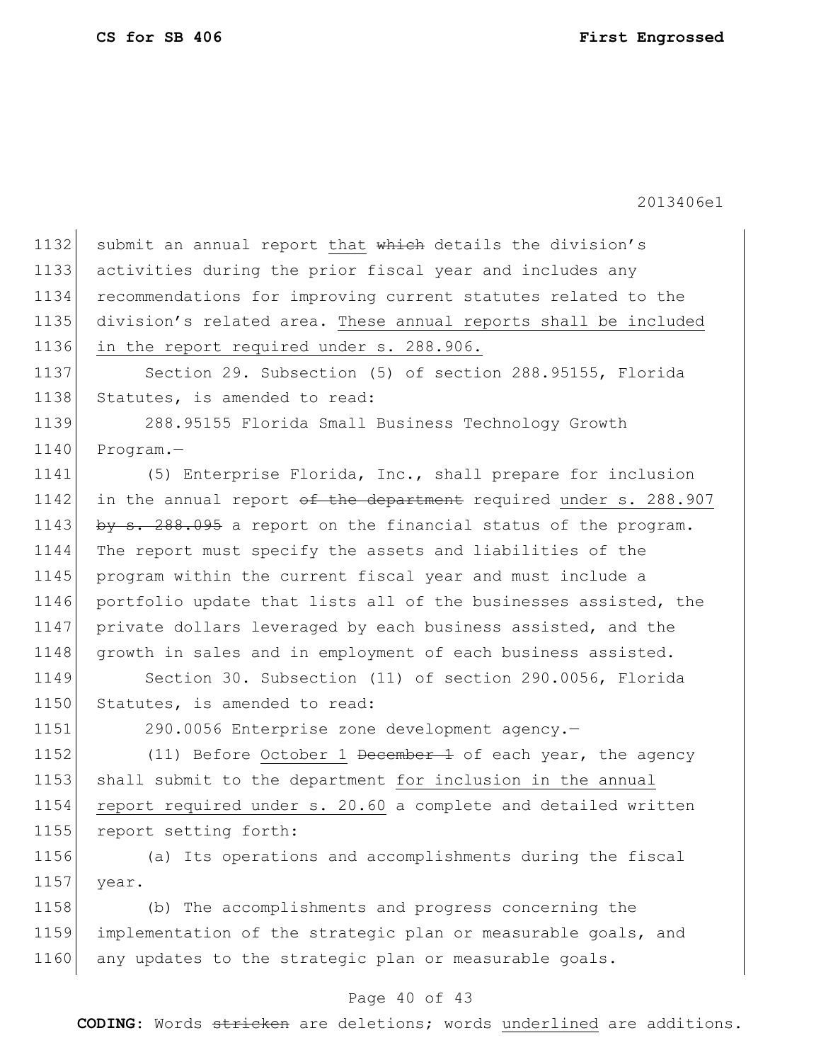1132 submit an annual report <u>that</u> ~~which~~ details the division's
1133 activities during the prior fiscal year and includes any
1134 recommendations for improving current statutes related to the
1135 division's related area. <u>These annual reports shall be included</u>
1136 <u>in the report required under s. 288.906.</u>

1137 Section 29. Subsection (5) of section 288.95155, Florida
1138 Statutes, is amended to read:

1139 288.95155 Florida Small Business Technology Growth
1140 Program.—

1141 (5) Enterprise Florida, Inc., shall prepare for inclusion
1142 in the annual report ~~of the department~~ required <u>under s. 288.907</u>
1143 ~~by s. 288.095~~ a report on the financial status of the program.
1144 The report must specify the assets and liabilities of the
1145 program within the current fiscal year and must include a
1146 portfolio update that lists all of the businesses assisted, the
1147 private dollars leveraged by each business assisted, and the
1148 growth in sales and in employment of each business assisted.

1149 Section 30. Subsection (11) of section 290.0056, Florida
1150 Statutes, is amended to read:

1151 290.0056 Enterprise zone development agency.—

1152 (11) Before <u>October 1</u> ~~December 1~~ of each year, the agency
1153 shall submit to the department <u>for inclusion in the annual</u>
1154 <u>report required under s. 20.60</u> a complete and detailed written
1155 report setting forth:

1156 (a) Its operations and accomplishments during the fiscal
1157 year.

1158 (b) The accomplishments and progress concerning the
1159 implementation of the strategic plan or measurable goals, and
1160 any updates to the strategic plan or measurable goals.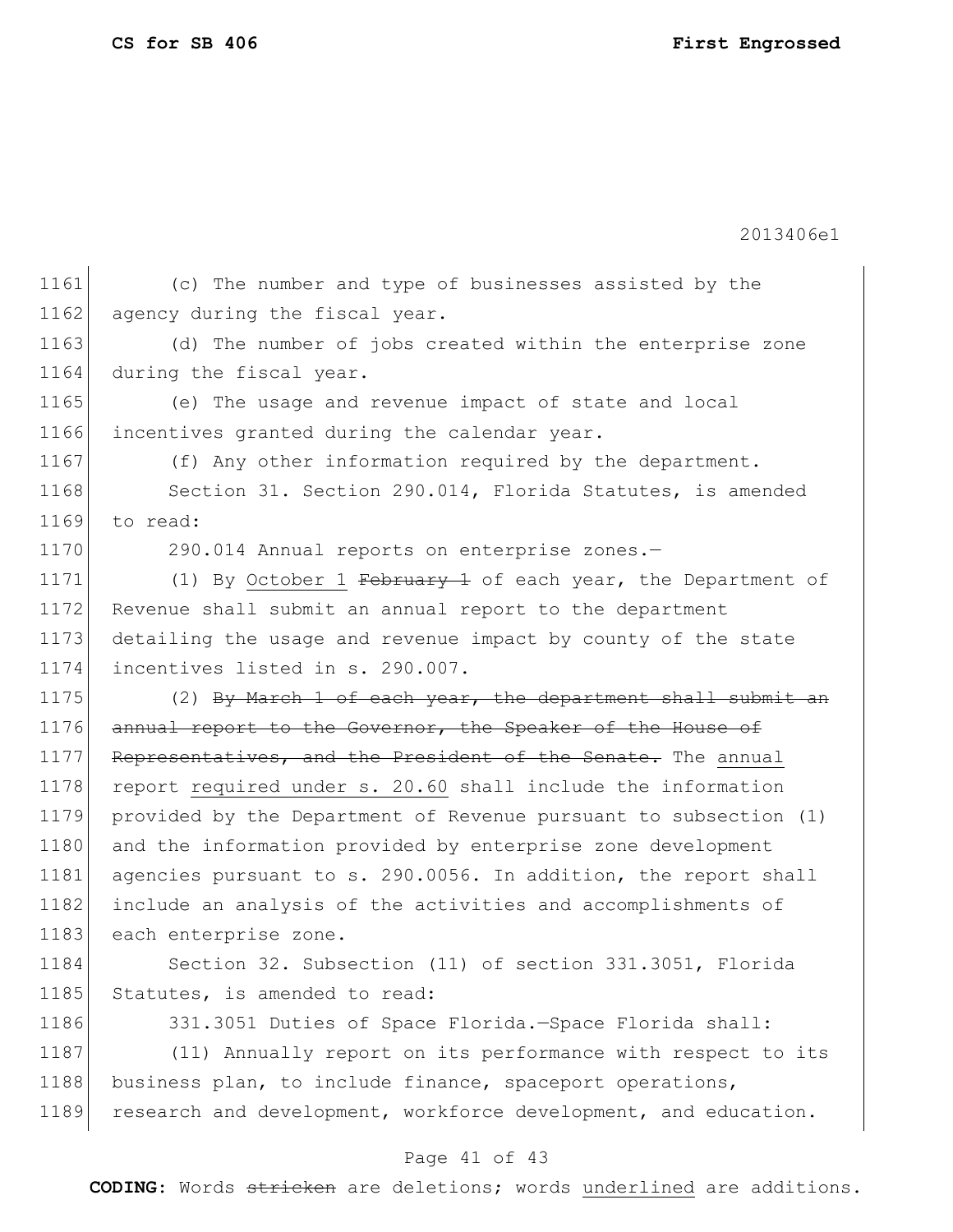(c) The number and type of businesses assisted by the agency during the fiscal year.

(d) The number of jobs created within the enterprise zone during the fiscal year.

(e) The usage and revenue impact of state and local incentives granted during the calendar year.

(f) Any other information required by the department.

Section 31. Section 290.014, Florida Statutes, is amended to read:

290.014 Annual reports on enterprise zones.—

(1) By <u>October 1</u> ~~February 1~~ of each year, the Department of Revenue shall submit an annual report to the department detailing the usage and revenue impact by county of the state incentives listed in s. 290.007.

(2) ~~By March 1 of each year, the department shall submit an annual report to the Governor, the Speaker of the House of Representatives, and the President of the Senate.~~ The <u>annual</u> report <u>required under s. 20.60</u> shall include the information provided by the Department of Revenue pursuant to subsection (1) and the information provided by enterprise zone development agencies pursuant to s. 290.0056. In addition, the report shall include an analysis of the activities and accomplishments of each enterprise zone.

Section 32. Subsection (11) of section 331.3051, Florida Statutes, is amended to read:

331.3051 Duties of Space Florida.—Space Florida shall:

(11) Annually report on its performance with respect to its business plan, to include finance, spaceport operations, research and development, workforce development, and education.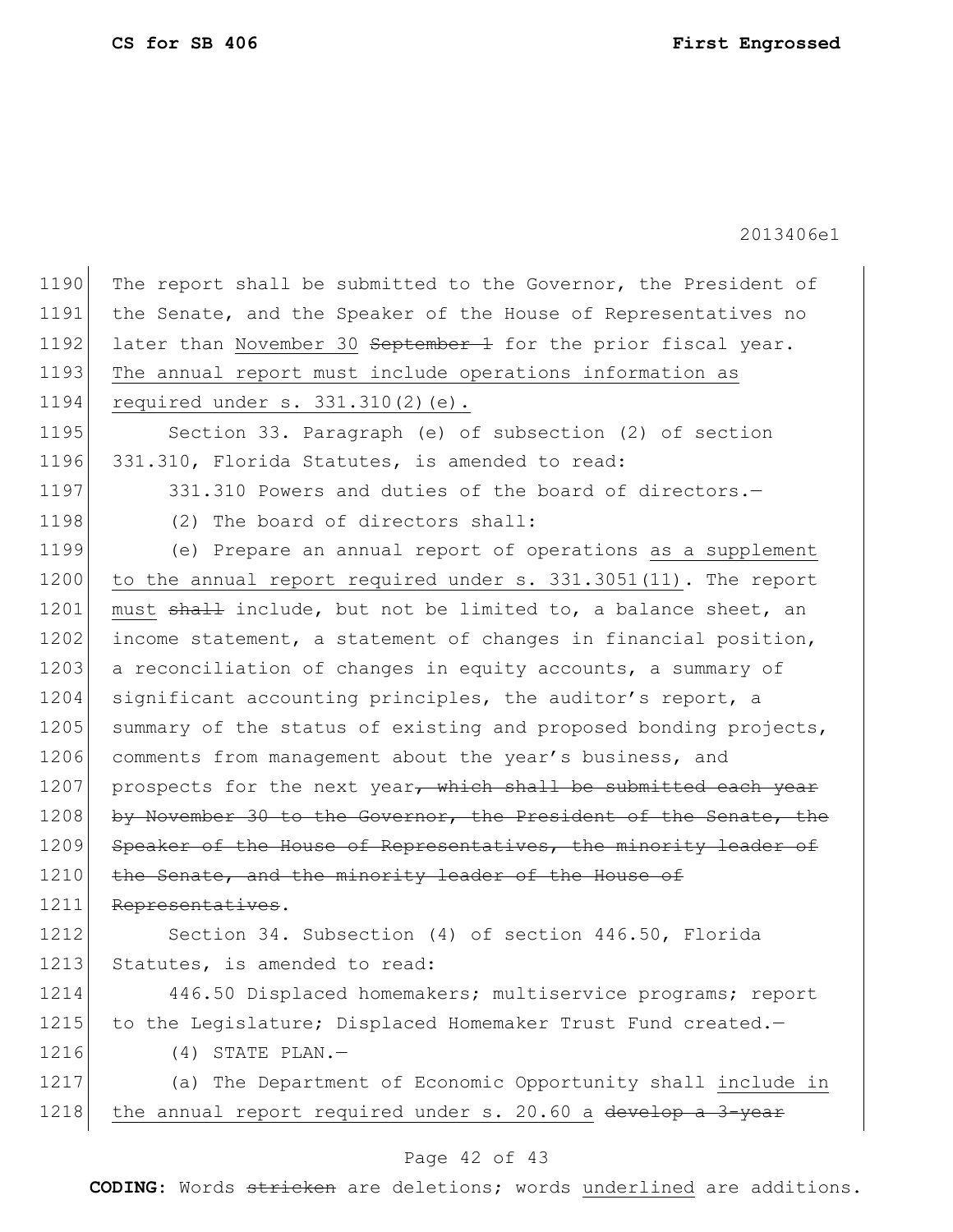1190 The report shall be submitted to the Governor, the President of
1191 the Senate, and the Speaker of the House of Representatives no
1192 later than <u>November 30</u> ~~September 1~~ for the prior fiscal year.
1193 <u>The annual report must include operations information as</u>
1194 <u>required under s. 331.310(2)(e).</u>

1195 Section 33. Paragraph (e) of subsection (2) of section
1196 331.310, Florida Statutes, is amended to read:

1197 331.310 Powers and duties of the board of directors.—

1198 (2) The board of directors shall:

1199 (e) Prepare an annual report of operations <u>as a supplement</u>
1200 <u>to the annual report required under s. 331.3051(11)</u>. The report
1201 <u>must</u> ~~shall~~ include, but not be limited to, a balance sheet, an
1202 income statement, a statement of changes in financial position,
1203 a reconciliation of changes in equity accounts, a summary of
1204 significant accounting principles, the auditor's report, a
1205 summary of the status of existing and proposed bonding projects,
1206 comments from management about the year's business, and
1207 prospects for the next year~~, which shall be submitted each year~~
1208 ~~by November 30 to the Governor, the President of the Senate, the~~
1209 ~~Speaker of the House of Representatives, the minority leader of~~
1210 ~~the Senate, and the minority leader of the House of~~
1211 ~~Representatives~~.

1212 Section 34. Subsection (4) of section 446.50, Florida
1213 Statutes, is amended to read:

1214 446.50 Displaced homemakers; multiservice programs; report
1215 to the Legislature; Displaced Homemaker Trust Fund created.—

1216 (4) STATE PLAN.—

1217 (a) The Department of Economic Opportunity shall <u>include in</u>
1218 <u>the annual report required under s. 20.60 a</u> ~~develop a 3-year~~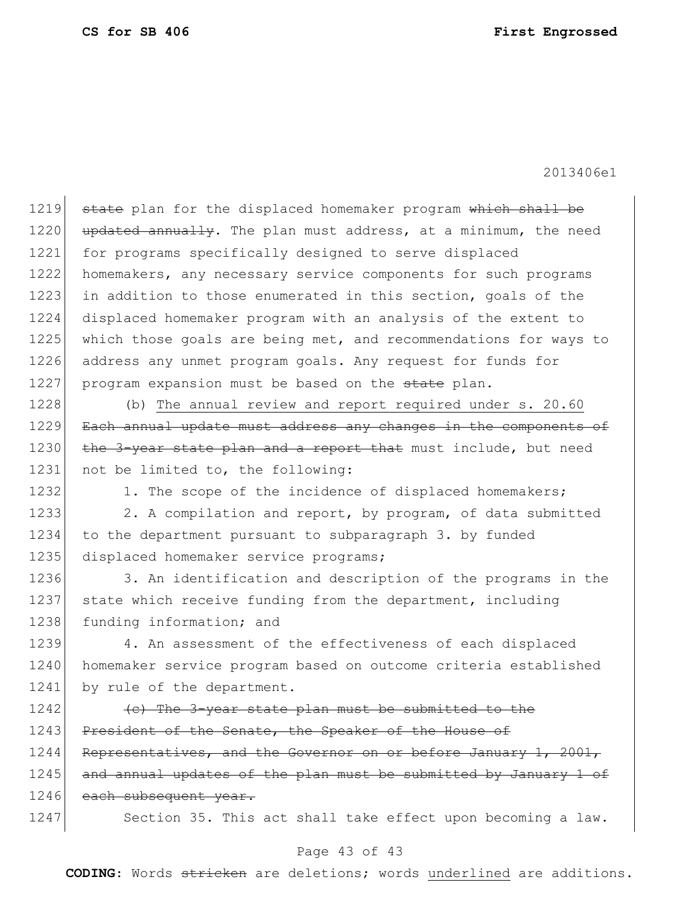~~state~~ plan for the displaced homemaker program ~~which shall be updated annually~~. The plan must address, at a minimum, the need for programs specifically designed to serve displaced homemakers, any necessary service components for such programs in addition to those enumerated in this section, goals of the displaced homemaker program with an analysis of the extent to which those goals are being met, and recommendations for ways to address any unmet program goals. Any request for funds for program expansion must be based on the ~~state~~ plan.

(b) <u>The annual review and report required under s. 20.60</u> ~~Each annual update must address any changes in the components of the 3-year state plan and a report that~~ must include, but need not be limited to, the following:

1. The scope of the incidence of displaced homemakers;

2. A compilation and report, by program, of data submitted to the department pursuant to subparagraph 3. by funded displaced homemaker service programs;

3. An identification and description of the programs in the state which receive funding from the department, including funding information; and

4. An assessment of the effectiveness of each displaced homemaker service program based on outcome criteria established by rule of the department.

~~(c) The 3-year state plan must be submitted to the President of the Senate, the Speaker of the House of Representatives, and the Governor on or before January 1, 2001, and annual updates of the plan must be submitted by January 1 of each subsequent year.~~

Section 35. This act shall take effect upon becoming a law.

**CODING:** Words ~~stricken~~ are deletions; words <u>underlined</u> are additions.